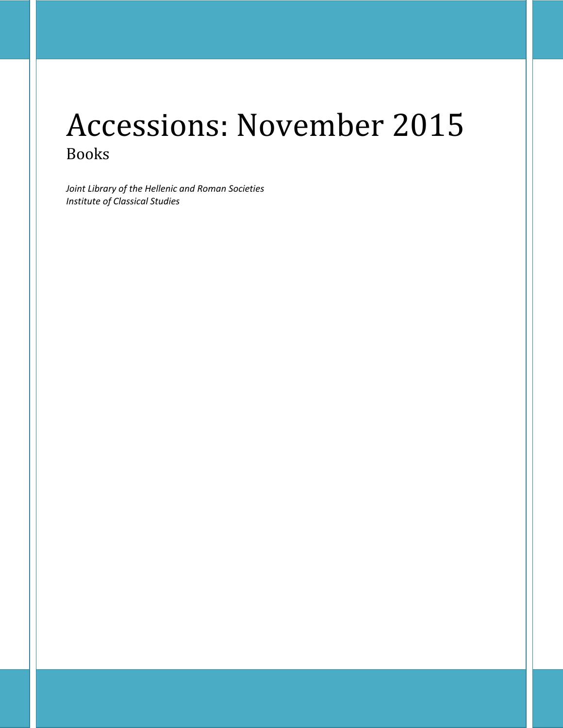# Accessions: November 2015

## Books

*Joint Library of the Hellenic and Roman Societies*
*Institute of Classical Studies*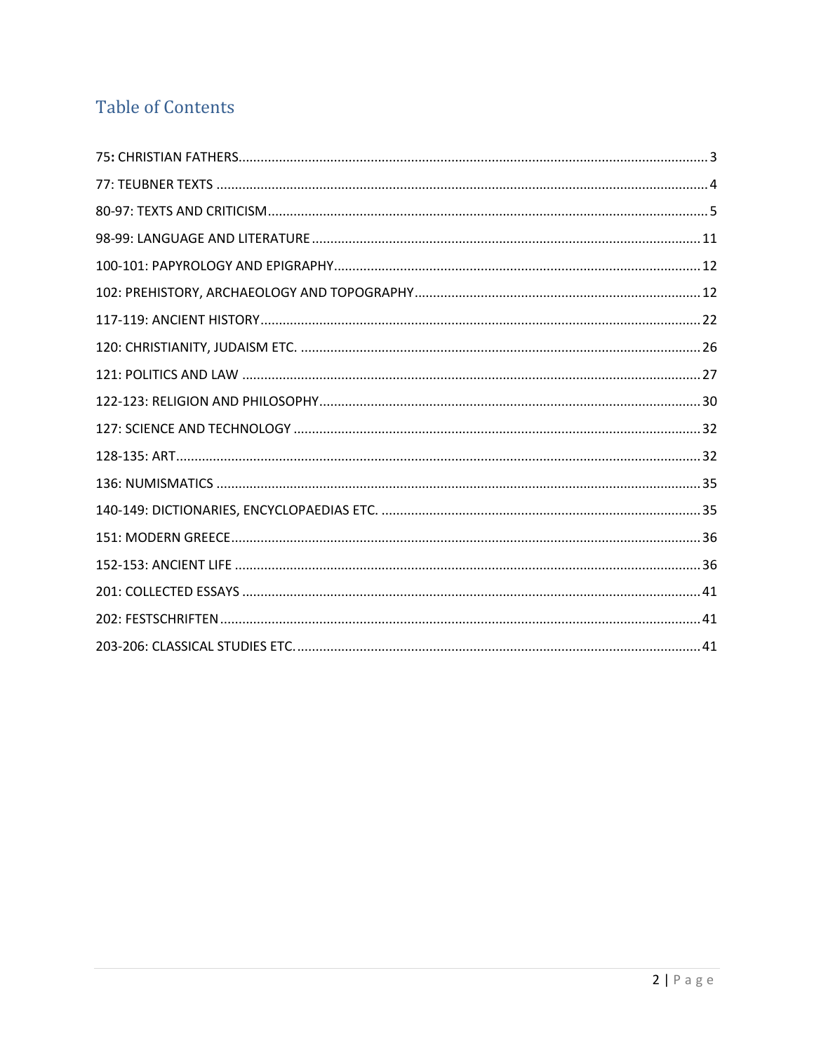# Table of Contents

75: CHRISTIAN FATHERS ........ 3
77: TEUBNER TEXTS ........ 4
80-97: TEXTS AND CRITICISM ........ 5
98-99: LANGUAGE AND LITERATURE ........ 11
100-101: PAPYROLOGY AND EPIGRAPHY ........ 12
102: PREHISTORY, ARCHAEOLOGY AND TOPOGRAPHY ........ 12
117-119: ANCIENT HISTORY ........ 22
120: CHRISTIANITY, JUDAISM ETC. ........ 26
121: POLITICS AND LAW ........ 27
122-123: RELIGION AND PHILOSOPHY ........ 30
127: SCIENCE AND TECHNOLOGY ........ 32
128-135: ART ........ 32
136: NUMISMATICS ........ 35
140-149: DICTIONARIES, ENCYCLOPAEDIAS ETC. ........ 35
151: MODERN GREECE ........ 36
152-153: ANCIENT LIFE ........ 36
201: COLLECTED ESSAYS ........ 41
202: FESTSCHRIFTEN ........ 41
203-206: CLASSICAL STUDIES ETC. ........ 41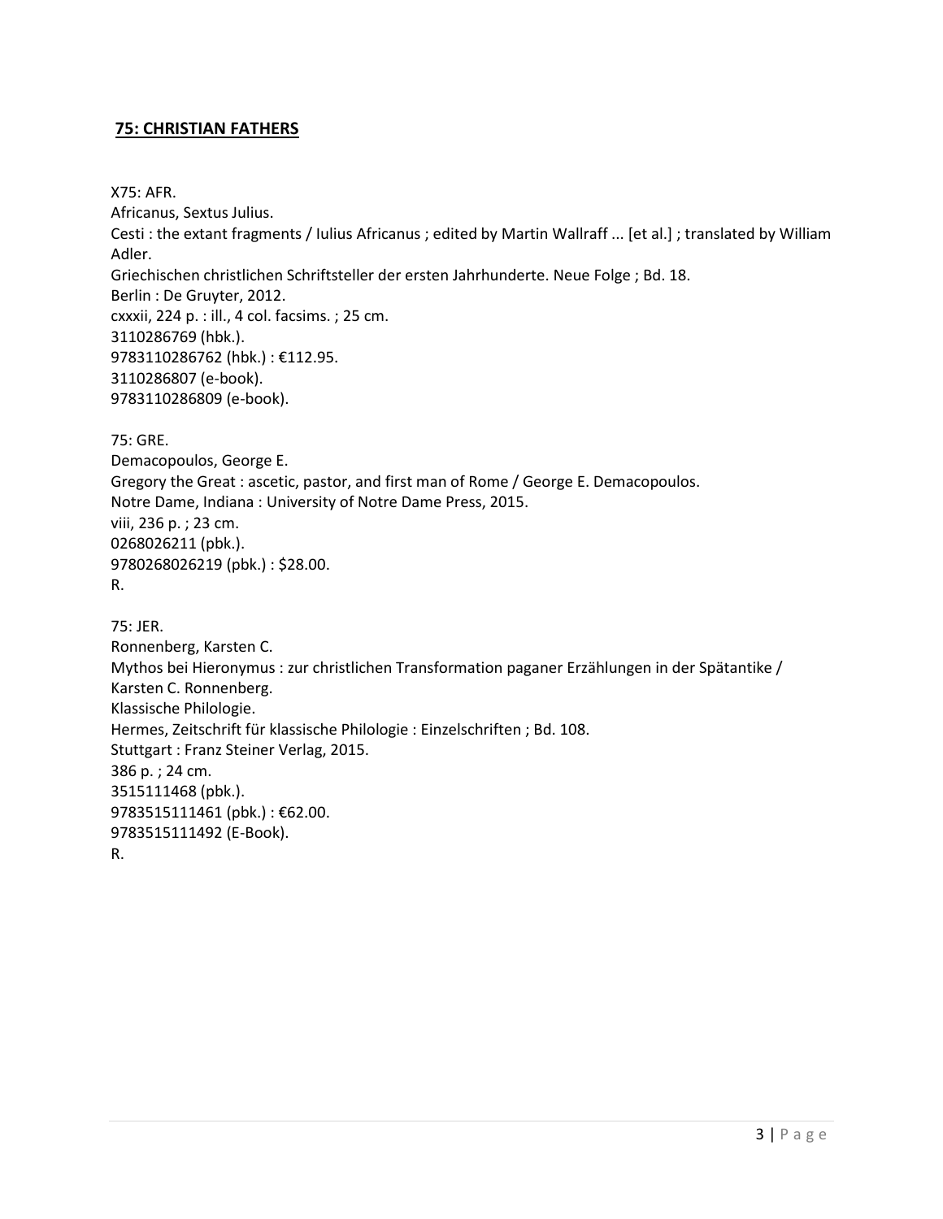## 75: CHRISTIAN FATHERS

X75: AFR.
Africanus, Sextus Julius.
Cesti : the extant fragments / Iulius Africanus ; edited by Martin Wallraff ... [et al.] ; translated by William Adler.
Griechischen christlichen Schriftsteller der ersten Jahrhunderte. Neue Folge ; Bd. 18.
Berlin : De Gruyter, 2012.
cxxxii, 224 p. : ill., 4 col. facsims. ; 25 cm.
3110286769 (hbk.).
9783110286762 (hbk.) : €112.95.
3110286807 (e-book).
9783110286809 (e-book).

75: GRE.
Demacopoulos, George E.
Gregory the Great : ascetic, pastor, and first man of Rome / George E. Demacopoulos.
Notre Dame, Indiana : University of Notre Dame Press, 2015.
viii, 236 p. ; 23 cm.
0268026211 (pbk.).
9780268026219 (pbk.) : $28.00.
R.

75: JER.
Ronnenberg, Karsten C.
Mythos bei Hieronymus : zur christlichen Transformation paganer Erzählungen in der Spätantike / Karsten C. Ronnenberg.
Klassische Philologie.
Hermes, Zeitschrift für klassische Philologie : Einzelschriften ; Bd. 108.
Stuttgart : Franz Steiner Verlag, 2015.
386 p. ; 24 cm.
3515111468 (pbk.).
9783515111461 (pbk.) : €62.00.
9783515111492 (E-Book).
R.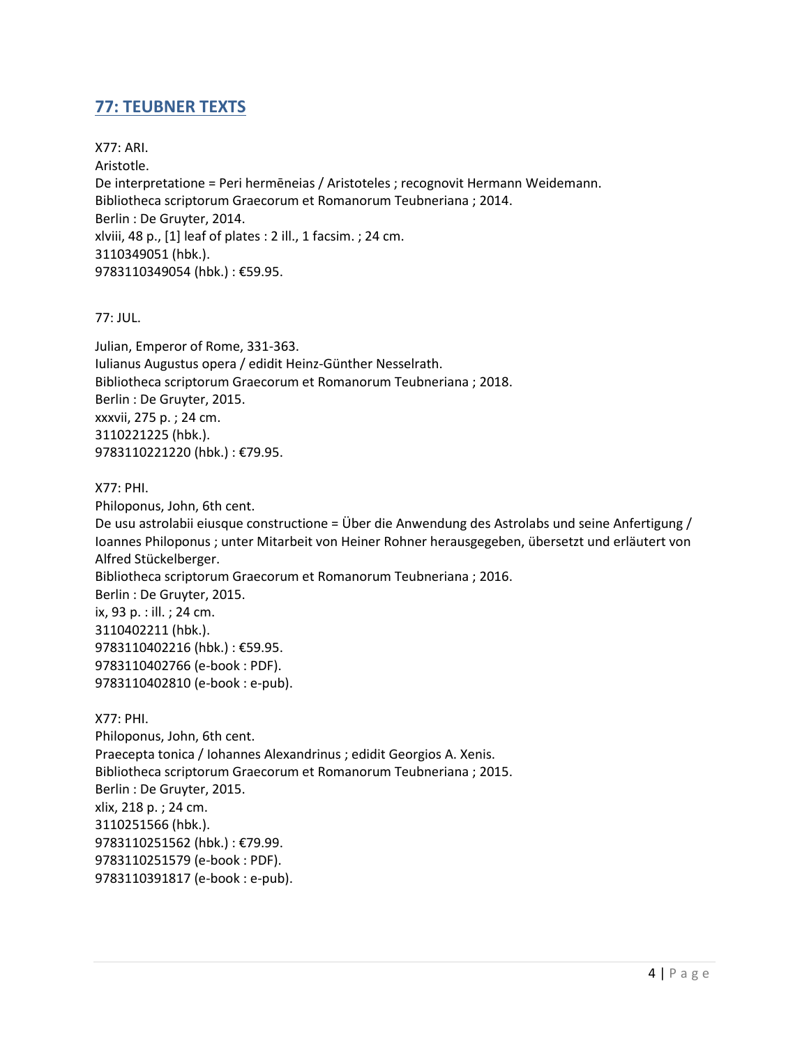## 77: TEUBNER TEXTS

X77: ARI.
Aristotle.
De interpretatione = Peri hermēneias / Aristoteles ; recognovit Hermann Weidemann.
Bibliotheca scriptorum Graecorum et Romanorum Teubneriana ; 2014.
Berlin : De Gruyter, 2014.
xlviii, 48 p., [1] leaf of plates : 2 ill., 1 facsim. ; 24 cm.
3110349051 (hbk.).
9783110349054 (hbk.) : €59.95.

77: JUL.

Julian, Emperor of Rome, 331-363.
Iulianus Augustus opera / edidit Heinz-Günther Nesselrath.
Bibliotheca scriptorum Graecorum et Romanorum Teubneriana ; 2018.
Berlin : De Gruyter, 2015.
xxxvii, 275 p. ; 24 cm.
3110221225 (hbk.).
9783110221220 (hbk.) : €79.95.

X77: PHI.
Philoponus, John, 6th cent.
De usu astrolabii eiusque constructione = Über die Anwendung des Astrolabs und seine Anfertigung / Ioannes Philoponus ; unter Mitarbeit von Heiner Rohner herausgegeben, übersetzt und erläutert von Alfred Stückelberger.
Bibliotheca scriptorum Graecorum et Romanorum Teubneriana ; 2016.
Berlin : De Gruyter, 2015.
ix, 93 p. : ill. ; 24 cm.
3110402211 (hbk.).
9783110402216 (hbk.) : €59.95.
9783110402766 (e-book : PDF).
9783110402810 (e-book : e-pub).

X77: PHI.
Philoponus, John, 6th cent.
Praecepta tonica / Iohannes Alexandrinus ; edidit Georgios A. Xenis.
Bibliotheca scriptorum Graecorum et Romanorum Teubneriana ; 2015.
Berlin : De Gruyter, 2015.
xlix, 218 p. ; 24 cm.
3110251566 (hbk.).
9783110251562 (hbk.) : €79.99.
9783110251579 (e-book : PDF).
9783110391817 (e-book : e-pub).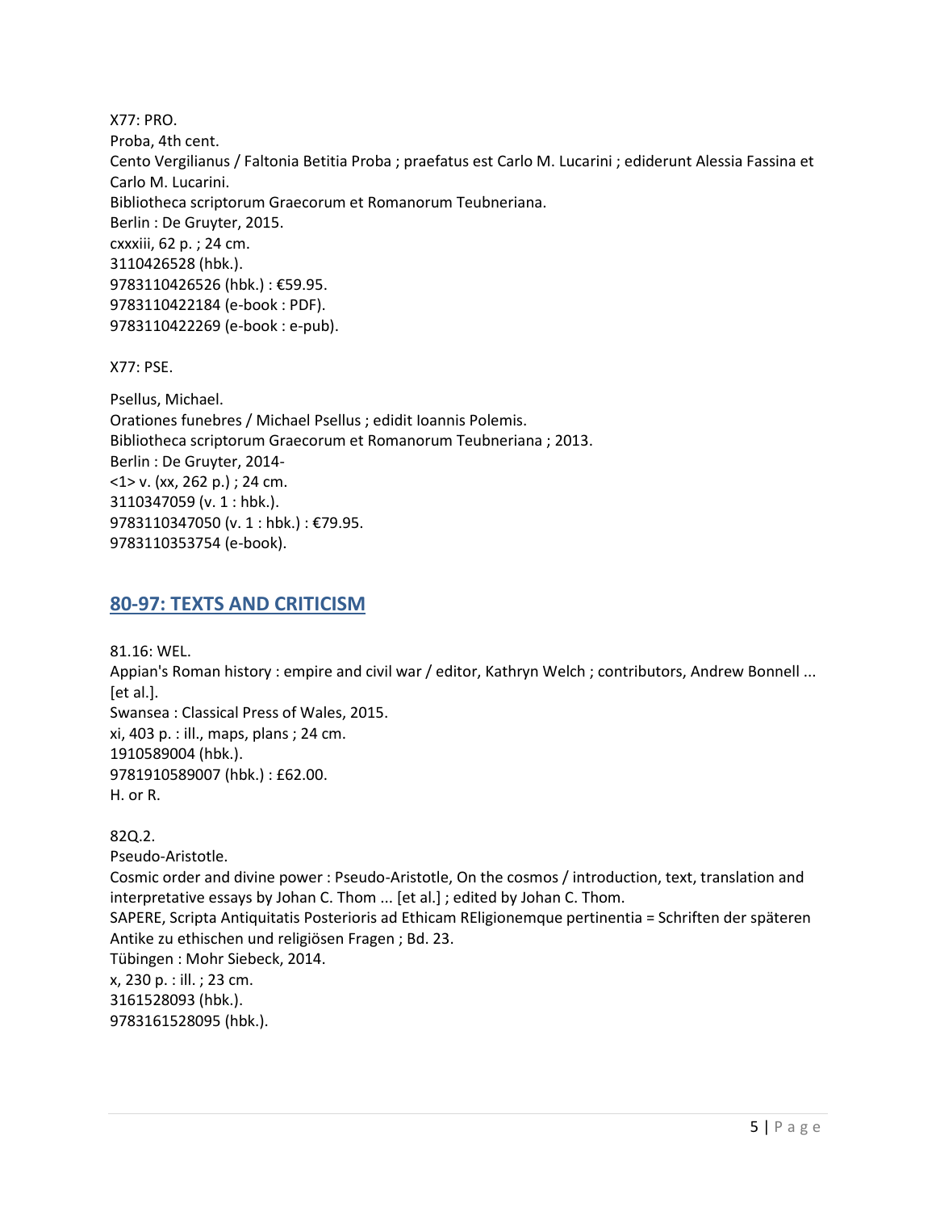X77: PRO.
Proba, 4th cent.
Cento Vergilianus / Faltonia Betitia Proba ; praefatus est Carlo M. Lucarini ; ediderunt Alessia Fassina et Carlo M. Lucarini.
Bibliotheca scriptorum Graecorum et Romanorum Teubneriana.
Berlin : De Gruyter, 2015.
cxxxiii, 62 p. ; 24 cm.
3110426528 (hbk.).
9783110426526 (hbk.) : €59.95.
9783110422184 (e-book : PDF).
9783110422269 (e-book : e-pub).

X77: PSE.

Psellus, Michael.
Orationes funebres / Michael Psellus ; edidit Ioannis Polemis.
Bibliotheca scriptorum Graecorum et Romanorum Teubneriana ; 2013.
Berlin : De Gruyter, 2014-
<1> v. (xx, 262 p.) ; 24 cm.
3110347059 (v. 1 : hbk.).
9783110347050 (v. 1 : hbk.) : €79.95.
9783110353754 (e-book).

## 80-97: TEXTS AND CRITICISM

81.16: WEL.
Appian's Roman history : empire and civil war / editor, Kathryn Welch ; contributors, Andrew Bonnell ... [et al.].
Swansea : Classical Press of Wales, 2015.
xi, 403 p. : ill., maps, plans ; 24 cm.
1910589004 (hbk.).
9781910589007 (hbk.) : £62.00.
H. or R.

82Q.2.
Pseudo-Aristotle.
Cosmic order and divine power : Pseudo-Aristotle, On the cosmos / introduction, text, translation and interpretative essays by Johan C. Thom ... [et al.] ; edited by Johan C. Thom.
SAPERE, Scripta Antiquitatis Posterioris ad Ethicam REligionemque pertinentia = Schriften der späteren Antike zu ethischen und religiösen Fragen ; Bd. 23.
Tübingen : Mohr Siebeck, 2014.
x, 230 p. : ill. ; 23 cm.
3161528093 (hbk.).
9783161528095 (hbk.).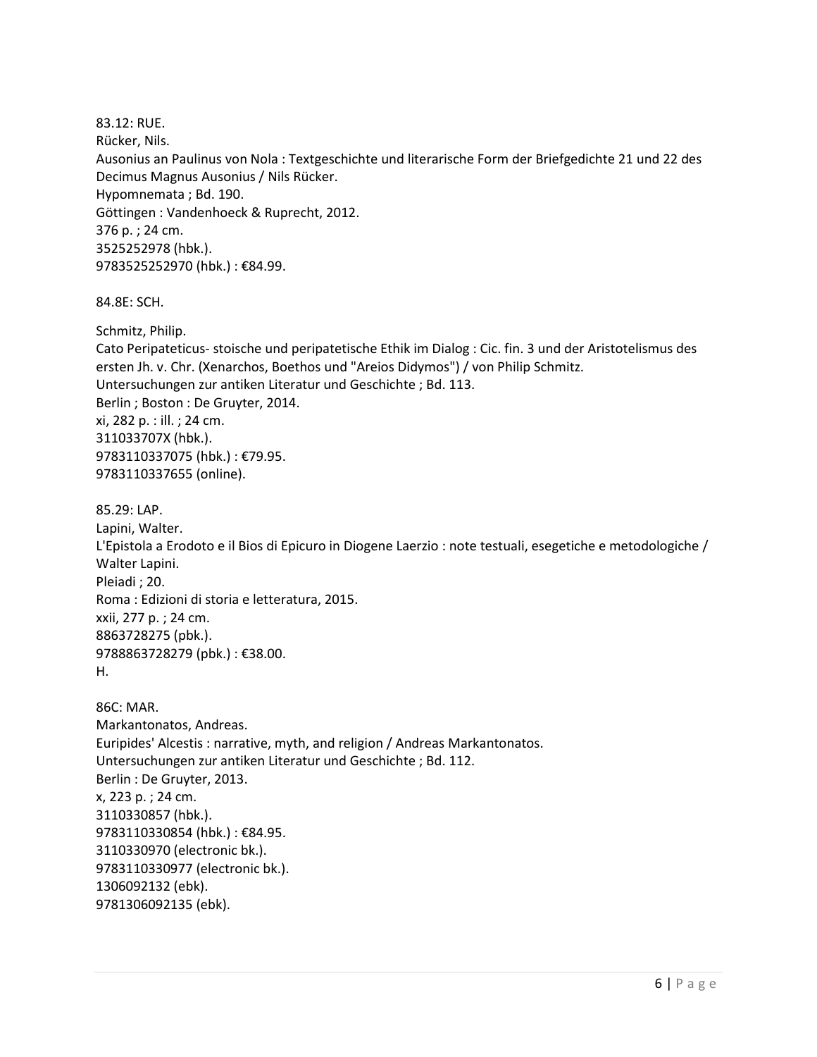83.12: RUE.
Rücker, Nils.
Ausonius an Paulinus von Nola : Textgeschichte und literarische Form der Briefgedichte 21 und 22 des Decimus Magnus Ausonius / Nils Rücker.
Hypomnemata ; Bd. 190.
Göttingen : Vandenhoeck & Ruprecht, 2012.
376 p. ; 24 cm.
3525252978 (hbk.).
9783525252970 (hbk.) : €84.99.

84.8E: SCH.

Schmitz, Philip.
Cato Peripateticus- stoische und peripatetische Ethik im Dialog : Cic. fin. 3 und der Aristotelismus des ersten Jh. v. Chr. (Xenarchos, Boethos und "Areios Didymos") / von Philip Schmitz.
Untersuchungen zur antiken Literatur und Geschichte ; Bd. 113.
Berlin ; Boston : De Gruyter, 2014.
xi, 282 p. : ill. ; 24 cm.
311033707X (hbk.).
9783110337075 (hbk.) : €79.95.
9783110337655 (online).

85.29: LAP.
Lapini, Walter.
L'Epistola a Erodoto e il Bios di Epicuro in Diogene Laerzio : note testuali, esegetiche e metodologiche / Walter Lapini.
Pleiadi ; 20.
Roma : Edizioni di storia e letteratura, 2015.
xxii, 277 p. ; 24 cm.
8863728275 (pbk.).
9788863728279 (pbk.) : €38.00.
H.

86C: MAR.
Markantonatos, Andreas.
Euripides' Alcestis : narrative, myth, and religion / Andreas Markantonatos.
Untersuchungen zur antiken Literatur und Geschichte ; Bd. 112.
Berlin : De Gruyter, 2013.
x, 223 p. ; 24 cm.
3110330857 (hbk.).
9783110330854 (hbk.) : €84.95.
3110330970 (electronic bk.).
9783110330977 (electronic bk.).
1306092132 (ebk).
9781306092135 (ebk).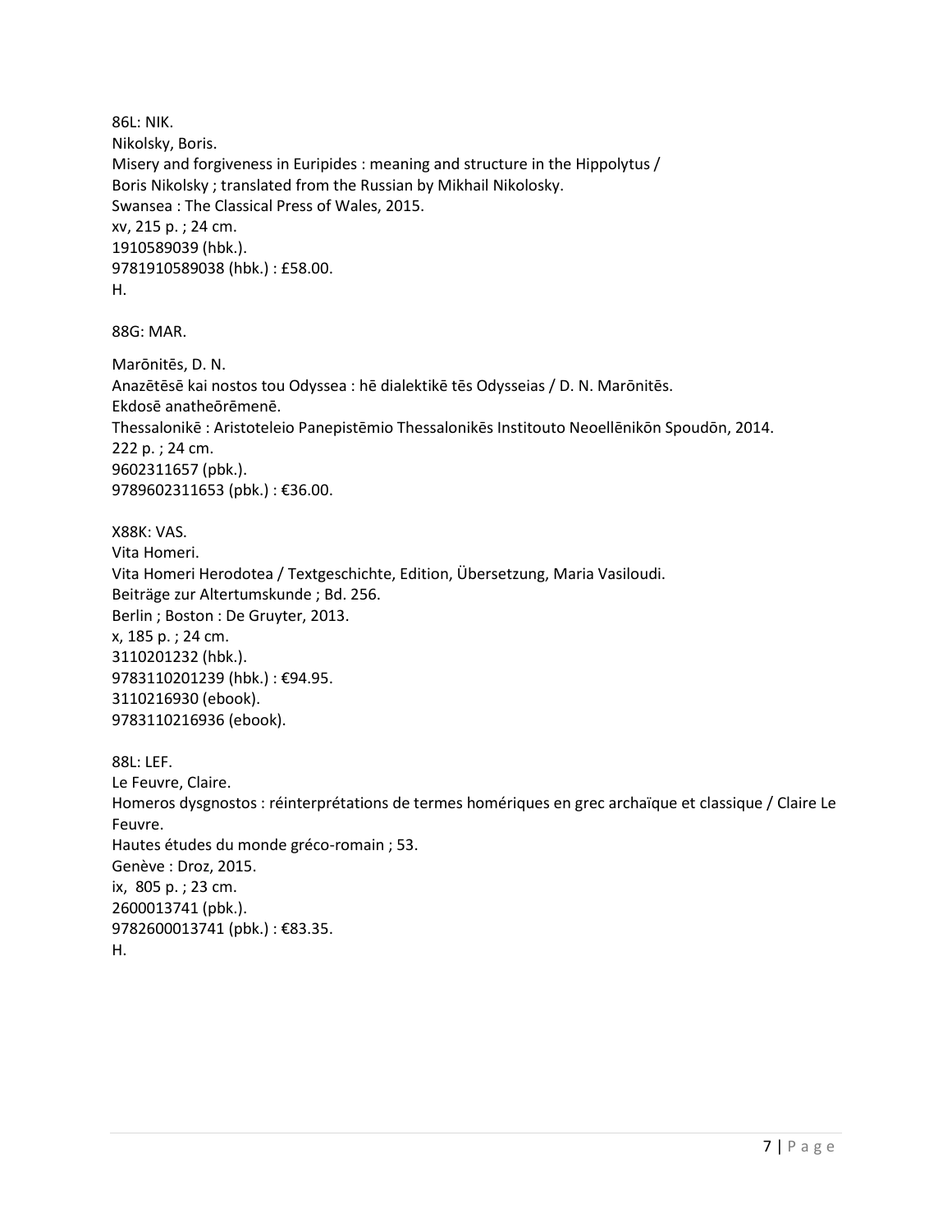86L: NIK.
Nikolsky, Boris.
Misery and forgiveness in Euripides : meaning and structure in the Hippolytus /
Boris Nikolsky ; translated from the Russian by Mikhail Nikolosky.
Swansea : The Classical Press of Wales, 2015.
xv, 215 p. ; 24 cm.
1910589039 (hbk.).
9781910589038 (hbk.) : £58.00.
H.

88G: MAR.

Marōnitēs, D. N.
Anazētēsē kai nostos tou Odyssea : hē dialektikē tēs Odysseias / D. N. Marōnitēs.
Ekdosē anatheōrēmenē.
Thessalonikē : Aristoteleio Panepistēmio Thessalonikēs Institouto Neoellēnikōn Spoudōn, 2014.
222 p. ; 24 cm.
9602311657 (pbk.).
9789602311653 (pbk.) : €36.00.

X88K: VAS.
Vita Homeri.
Vita Homeri Herodotea / Textgeschichte, Edition, Übersetzung, Maria Vasiloudi.
Beiträge zur Altertumskunde ; Bd. 256.
Berlin ; Boston : De Gruyter, 2013.
x, 185 p. ; 24 cm.
3110201232 (hbk.).
9783110201239 (hbk.) : €94.95.
3110216930 (ebook).
9783110216936 (ebook).

88L: LEF.
Le Feuvre, Claire.
Homeros dysgnostos : réinterprétations de termes homériques en grec archaïque et classique / Claire Le Feuvre.
Hautes études du monde gréco-romain ; 53.
Genève : Droz, 2015.
ix, 805 p. ; 23 cm.
2600013741 (pbk.).
9782600013741 (pbk.) : €83.35.
H.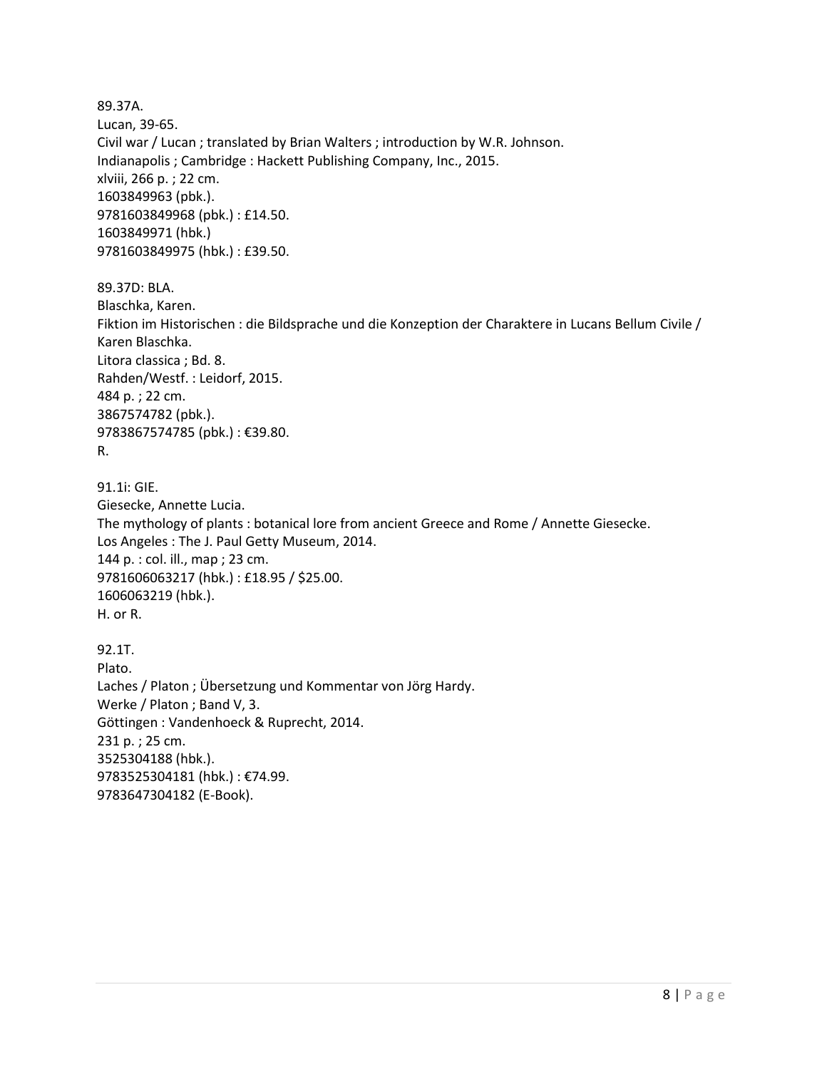89.37A.
Lucan, 39-65.
Civil war / Lucan ; translated by Brian Walters ; introduction by W.R. Johnson.
Indianapolis ; Cambridge : Hackett Publishing Company, Inc., 2015.
xlviii, 266 p. ; 22 cm.
1603849963 (pbk.).
9781603849968 (pbk.) : £14.50.
1603849971 (hbk.)
9781603849975 (hbk.) : £39.50.

89.37D: BLA.
Blaschka, Karen.
Fiktion im Historischen : die Bildsprache und die Konzeption der Charaktere in Lucans Bellum Civile / Karen Blaschka.
Litora classica ; Bd. 8.
Rahden/Westf. : Leidorf, 2015.
484 p. ; 22 cm.
3867574782 (pbk.).
9783867574785 (pbk.) : €39.80.
R.

91.1i: GIE.
Giesecke, Annette Lucia.
The mythology of plants : botanical lore from ancient Greece and Rome / Annette Giesecke.
Los Angeles : The J. Paul Getty Museum, 2014.
144 p. : col. ill., map ; 23 cm.
9781606063217 (hbk.) : £18.95 / $25.00.
1606063219 (hbk.).
H. or R.

92.1T.
Plato.
Laches / Platon ; Übersetzung und Kommentar von Jörg Hardy.
Werke / Platon ; Band V, 3.
Göttingen : Vandenhoeck & Ruprecht, 2014.
231 p. ; 25 cm.
3525304188 (hbk.).
9783525304181 (hbk.) : €74.99.
9783647304182 (E-Book).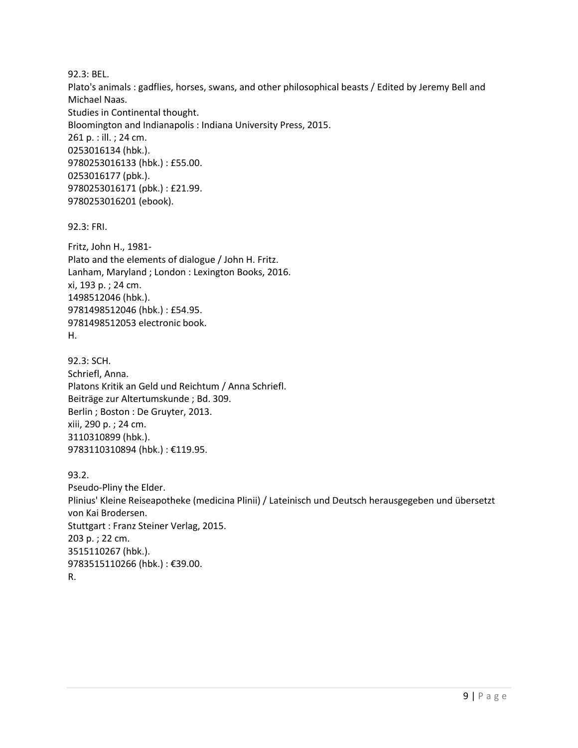92.3: BEL.
Plato's animals : gadflies, horses, swans, and other philosophical beasts / Edited by Jeremy Bell and Michael Naas.
Studies in Continental thought.
Bloomington and Indianapolis : Indiana University Press, 2015.
261 p. : ill. ; 24 cm.
0253016134 (hbk.).
9780253016133 (hbk.) : £55.00.
0253016177 (pbk.).
9780253016171 (pbk.) : £21.99.
9780253016201 (ebook).

92.3: FRI.

Fritz, John H., 1981-
Plato and the elements of dialogue / John H. Fritz.
Lanham, Maryland ; London : Lexington Books, 2016.
xi, 193 p. ; 24 cm.
1498512046 (hbk.).
9781498512046 (hbk.) : £54.95.
9781498512053 electronic book.
H.

92.3: SCH.
Schriefl, Anna.
Platons Kritik an Geld und Reichtum / Anna Schriefl.
Beiträge zur Altertumskunde ; Bd. 309.
Berlin ; Boston : De Gruyter, 2013.
xiii, 290 p. ; 24 cm.
3110310899 (hbk.).
9783110310894 (hbk.) : €119.95.

93.2.
Pseudo-Pliny the Elder.
Plinius' Kleine Reiseapotheke (medicina Plinii) / Lateinisch und Deutsch herausgegeben und übersetzt von Kai Brodersen.
Stuttgart : Franz Steiner Verlag, 2015.
203 p. ; 22 cm.
3515110267 (hbk.).
9783515110266 (hbk.) : €39.00.
R.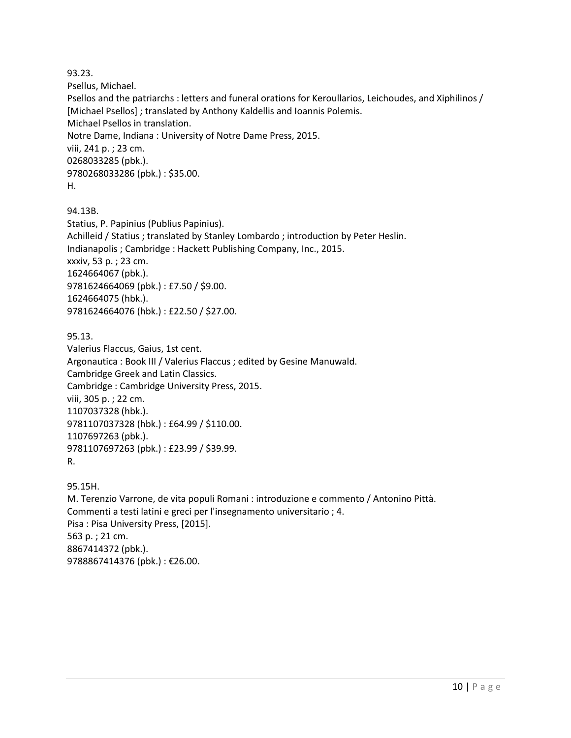93.23.
Psellus, Michael.
Psellos and the patriarchs : letters and funeral orations for Keroullarios, Leichoudes, and Xiphilinos / [Michael Psellos] ; translated by Anthony Kaldellis and Ioannis Polemis.
Michael Psellos in translation.
Notre Dame, Indiana : University of Notre Dame Press, 2015.
viii, 241 p. ; 23 cm.
0268033285 (pbk.).
9780268033286 (pbk.) : $35.00.
H.

94.13B.
Statius, P. Papinius (Publius Papinius).
Achilleid / Statius ; translated by Stanley Lombardo ; introduction by Peter Heslin.
Indianapolis ; Cambridge : Hackett Publishing Company, Inc., 2015.
xxxiv, 53 p. ; 23 cm.
1624664067 (pbk.).
9781624664069 (pbk.) : £7.50 / $9.00.
1624664075 (hbk.).
9781624664076 (hbk.) : £22.50 / $27.00.

95.13.
Valerius Flaccus, Gaius, 1st cent.
Argonautica : Book III / Valerius Flaccus ; edited by Gesine Manuwald.
Cambridge Greek and Latin Classics.
Cambridge : Cambridge University Press, 2015.
viii, 305 p. ; 22 cm.
1107037328 (hbk.).
9781107037328 (hbk.) : £64.99 / $110.00.
1107697263 (pbk.).
9781107697263 (pbk.) : £23.99 / $39.99.
R.

95.15H.
M. Terenzio Varrone, de vita populi Romani : introduzione e commento / Antonino Pittà.
Commenti a testi latini e greci per l'insegnamento universitario ; 4.
Pisa : Pisa University Press, [2015].
563 p. ; 21 cm.
8867414372 (pbk.).
9788867414376 (pbk.) : €26.00.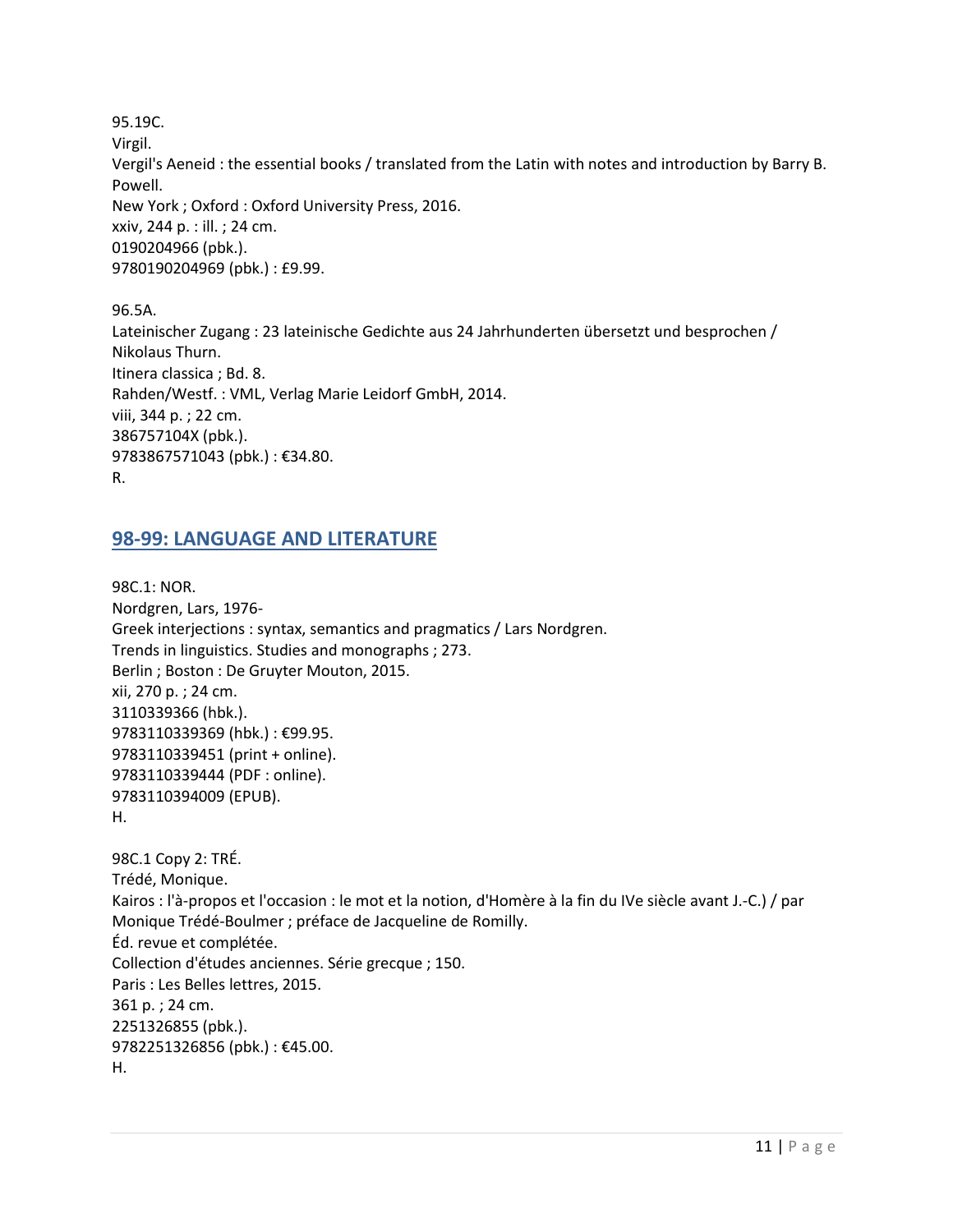95.19C.
Virgil.
Vergil's Aeneid : the essential books / translated from the Latin with notes and introduction by Barry B. Powell.
New York ; Oxford : Oxford University Press, 2016.
xxiv, 244 p. : ill. ; 24 cm.
0190204966 (pbk.).
9780190204969 (pbk.) : £9.99.

96.5A.
Lateinischer Zugang : 23 lateinische Gedichte aus 24 Jahrhunderten übersetzt und besprochen / Nikolaus Thurn.
Itinera classica ; Bd. 8.
Rahden/Westf. : VML, Verlag Marie Leidorf GmbH, 2014.
viii, 344 p. ; 22 cm.
386757104X (pbk.).
9783867571043 (pbk.) : €34.80.
R.

## 98-99: LANGUAGE AND LITERATURE

98C.1: NOR.
Nordgren, Lars, 1976-
Greek interjections : syntax, semantics and pragmatics / Lars Nordgren.
Trends in linguistics. Studies and monographs ; 273.
Berlin ; Boston : De Gruyter Mouton, 2015.
xii, 270 p. ; 24 cm.
3110339366 (hbk.).
9783110339369 (hbk.) : €99.95.
9783110339451 (print + online).
9783110339444 (PDF : online).
9783110394009 (EPUB).
H.

98C.1 Copy 2: TRÉ.
Trédé, Monique.
Kairos : l'à-propos et l'occasion : le mot et la notion, d'Homère à la fin du IVe siècle avant J.-C.) / par Monique Trédé-Boulmer ; préface de Jacqueline de Romilly.
Éd. revue et complétée.
Collection d'études anciennes. Série grecque ; 150.
Paris : Les Belles lettres, 2015.
361 p. ; 24 cm.
2251326855 (pbk.).
9782251326856 (pbk.) : €45.00.
H.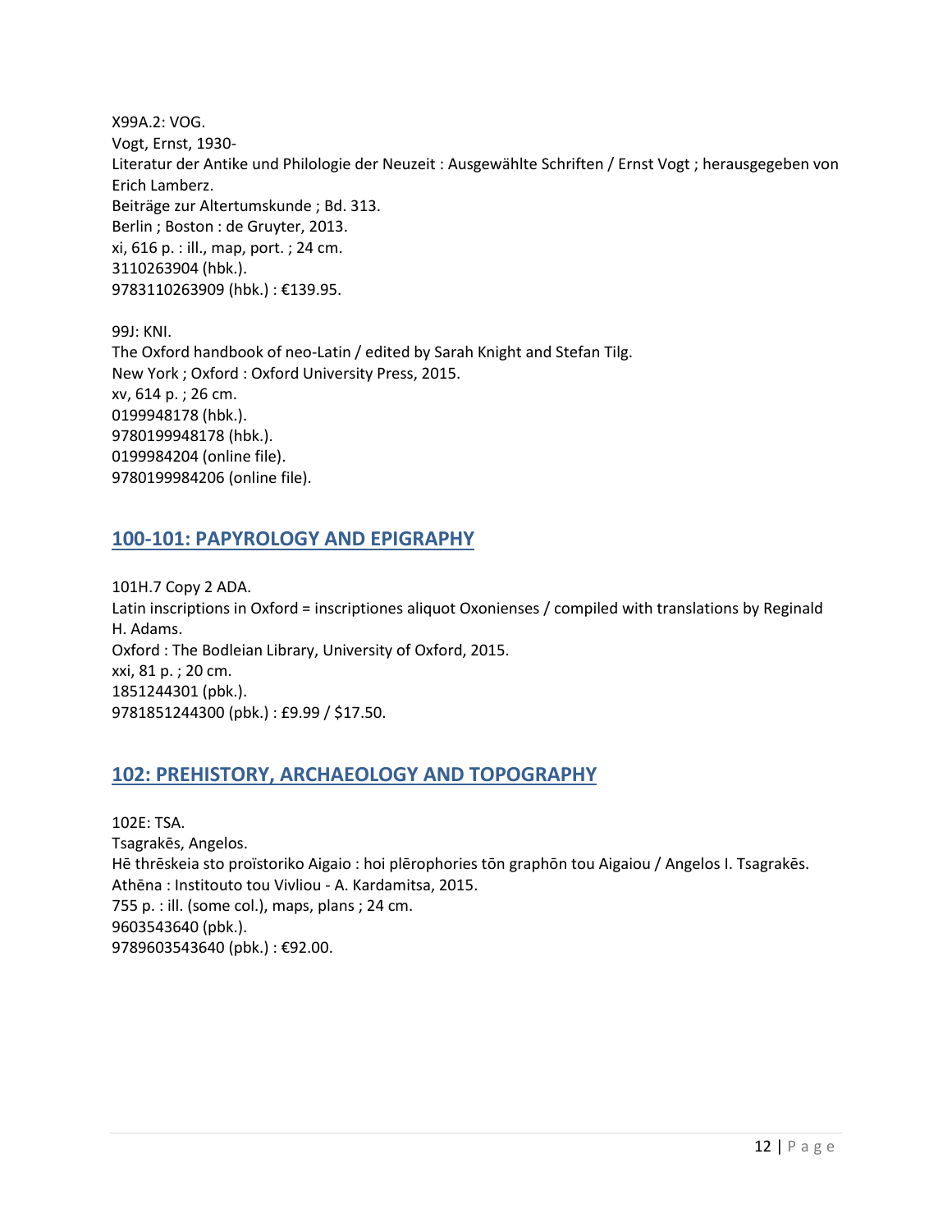X99A.2: VOG.  
Vogt, Ernst, 1930-  
Literatur der Antike und Philologie der Neuzeit : Ausgewählte Schriften / Ernst Vogt ; herausgegeben von Erich Lamberz.  
Beiträge zur Altertumskunde ; Bd. 313.  
Berlin ; Boston : de Gruyter, 2013.  
xi, 616 p. : ill., map, port. ; 24 cm.  
3110263904 (hbk.).  
9783110263909 (hbk.) : €139.95.

99J: KNI.  
The Oxford handbook of neo-Latin / edited by Sarah Knight and Stefan Tilg.  
New York ; Oxford : Oxford University Press, 2015.  
xv, 614 p. ; 26 cm.  
0199948178 (hbk.).  
9780199948178 (hbk.).  
0199984204 (online file).  
9780199984206 (online file).

## 100-101: PAPYROLOGY AND EPIGRAPHY

101H.7 Copy 2 ADA.  
Latin inscriptions in Oxford = inscriptiones aliquot Oxonienses / compiled with translations by Reginald H. Adams.  
Oxford : The Bodleian Library, University of Oxford, 2015.  
xxi, 81 p. ; 20 cm.  
1851244301 (pbk.).  
9781851244300 (pbk.) : £9.99 / $17.50.

## 102: PREHISTORY, ARCHAEOLOGY AND TOPOGRAPHY

102E: TSA.  
Tsagrakēs, Angelos.  
Hē thrēskeia sto proïstoriko Aigaio : hoi plērophories tōn graphōn tou Aigaiou / Angelos I. Tsagrakēs.  
Athēna : Institouto tou Vivliou - A. Kardamitsa, 2015.  
755 p. : ill. (some col.), maps, plans ; 24 cm.  
9603543640 (pbk.).  
9789603543640 (pbk.) : €92.00.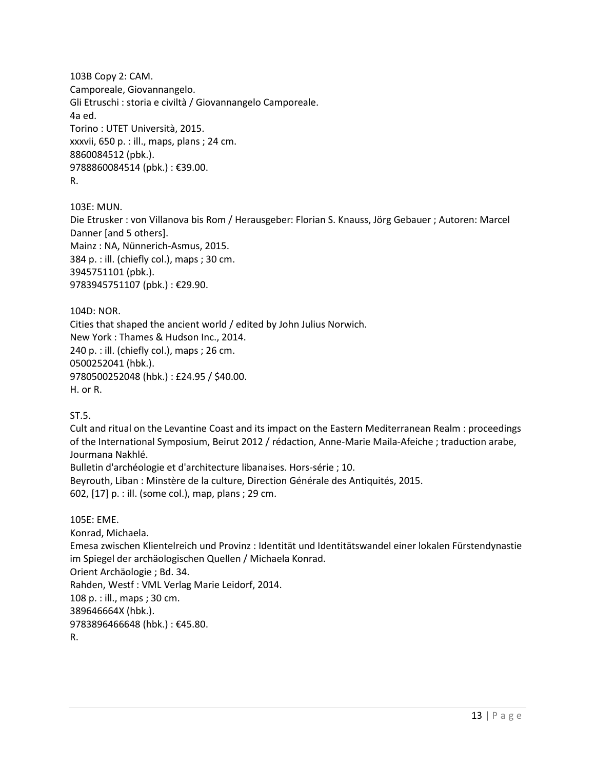103B Copy 2: CAM.
Camporeale, Giovannangelo.
Gli Etruschi : storia e civiltà / Giovannangelo Camporeale.
4a ed.
Torino : UTET Università, 2015.
xxxvii, 650 p. : ill., maps, plans ; 24 cm.
8860084512 (pbk.).
9788860084514 (pbk.) : €39.00.
R.

103E: MUN.
Die Etrusker : von Villanova bis Rom / Herausgeber: Florian S. Knauss, Jörg Gebauer ; Autoren: Marcel Danner [and 5 others].
Mainz : NA, Nünnerich-Asmus, 2015.
384 p. : ill. (chiefly col.), maps ; 30 cm.
3945751101 (pbk.).
9783945751107 (pbk.) : €29.90.

104D: NOR.
Cities that shaped the ancient world / edited by John Julius Norwich.
New York : Thames & Hudson Inc., 2014.
240 p. : ill. (chiefly col.), maps ; 26 cm.
0500252041 (hbk.).
9780500252048 (hbk.) : £24.95 / $40.00.
H. or R.

ST.5.
Cult and ritual on the Levantine Coast and its impact on the Eastern Mediterranean Realm : proceedings of the International Symposium, Beirut 2012 / rédaction, Anne-Marie Maila-Afeiche ; traduction arabe, Jourmana Nakhlé.
Bulletin d'archéologie et d'architecture libanaises. Hors-série ; 10.
Beyrouth, Liban : Minstère de la culture, Direction Générale des Antiquités, 2015.
602, [17] p. : ill. (some col.), map, plans ; 29 cm.

105E: EME.
Konrad, Michaela.
Emesa zwischen Klientelreich und Provinz : Identität und Identitätswandel einer lokalen Fürstendynastie im Spiegel der archäologischen Quellen / Michaela Konrad.
Orient Archäologie ; Bd. 34.
Rahden, Westf : VML Verlag Marie Leidorf, 2014.
108 p. : ill., maps ; 30 cm.
389646664X (hbk.).
9783896466648 (hbk.) : €45.80.
R.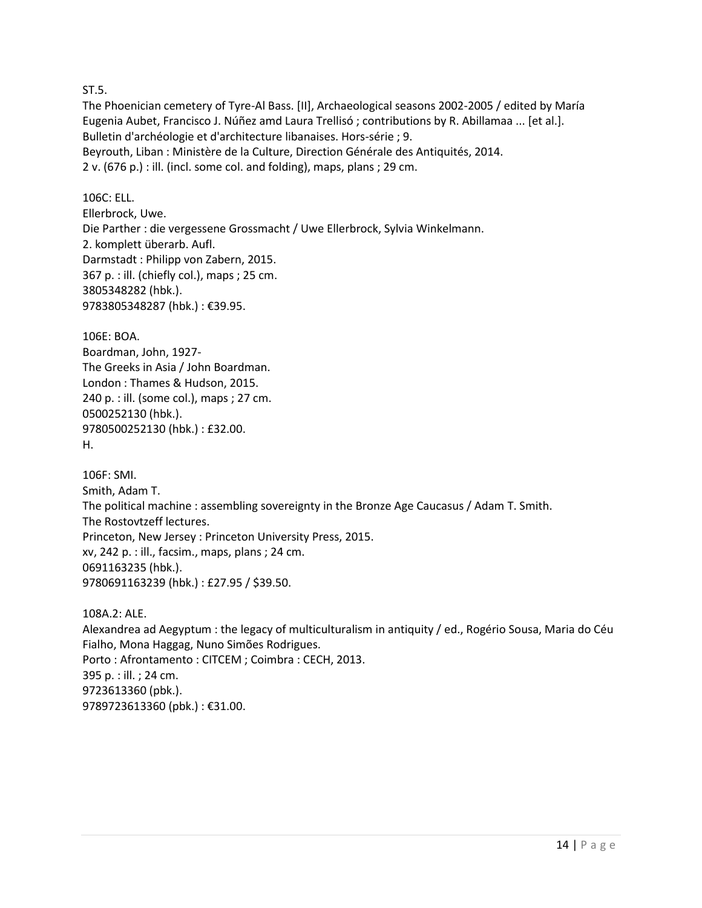ST.5.
The Phoenician cemetery of Tyre-Al Bass. [II], Archaeological seasons 2002-2005 / edited by María Eugenia Aubet, Francisco J. Núñez amd Laura Trellisó ; contributions by R. Abillamaa ... [et al.].
Bulletin d'archéologie et d'architecture libanaises. Hors-série ; 9.
Beyrouth, Liban : Ministère de la Culture, Direction Générale des Antiquités, 2014.
2 v. (676 p.) : ill. (incl. some col. and folding), maps, plans ; 29 cm.

106C: ELL.
Ellerbrock, Uwe.
Die Parther : die vergessene Grossmacht / Uwe Ellerbrock, Sylvia Winkelmann.
2. komplett überarb. Aufl.
Darmstadt : Philipp von Zabern, 2015.
367 p. : ill. (chiefly col.), maps ; 25 cm.
3805348282 (hbk.).
9783805348287 (hbk.) : €39.95.

106E: BOA.
Boardman, John, 1927-
The Greeks in Asia / John Boardman.
London : Thames & Hudson, 2015.
240 p. : ill. (some col.), maps ; 27 cm.
0500252130 (hbk.).
9780500252130 (hbk.) : £32.00.
H.

106F: SMI.
Smith, Adam T.
The political machine : assembling sovereignty in the Bronze Age Caucasus / Adam T. Smith.
The Rostovtzeff lectures.
Princeton, New Jersey : Princeton University Press, 2015.
xv, 242 p. : ill., facsim., maps, plans ; 24 cm.
0691163235 (hbk.).
9780691163239 (hbk.) : £27.95 / $39.50.

108A.2: ALE.
Alexandrea ad Aegyptum : the legacy of multiculturalism in antiquity / ed., Rogério Sousa, Maria do Céu Fialho, Mona Haggag, Nuno Simões Rodrigues.
Porto : Afrontamento : CITCEM ; Coimbra : CECH, 2013.
395 p. : ill. ; 24 cm.
9723613360 (pbk.).
9789723613360 (pbk.) : €31.00.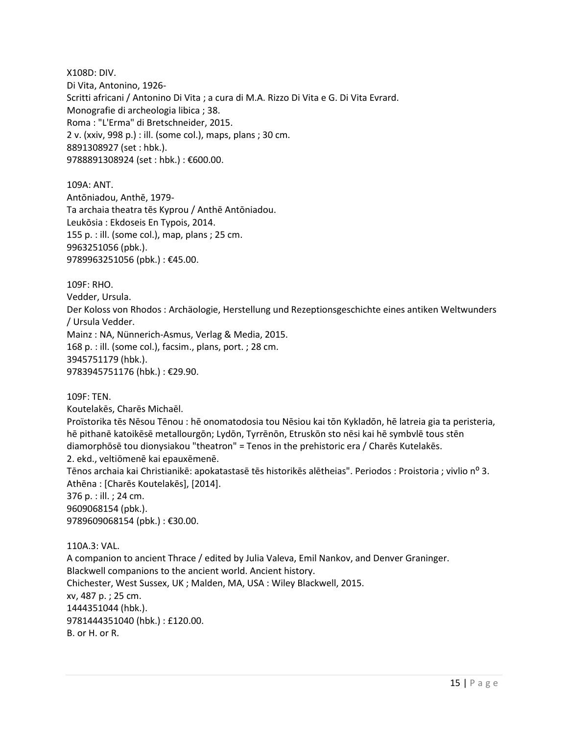X108D: DIV.
Di Vita, Antonino, 1926-
Scritti africani / Antonino Di Vita ; a cura di M.A. Rizzo Di Vita e G. Di Vita Evrard.
Monografie di archeologia libica ; 38.
Roma : "L'Erma" di Bretschneider, 2015.
2 v. (xxiv, 998 p.) : ill. (some col.), maps, plans ; 30 cm.
8891308927 (set : hbk.).
9788891308924 (set : hbk.) : €600.00.

109A: ANT.
Antōniadou, Anthē, 1979-
Ta archaia theatra tēs Kyprou / Anthē Antōniadou.
Leukōsia : Ekdoseis En Typois, 2014.
155 p. : ill. (some col.), map, plans ; 25 cm.
9963251056 (pbk.).
9789963251056 (pbk.) : €45.00.

109F: RHO.
Vedder, Ursula.
Der Koloss von Rhodos : Archäologie, Herstellung und Rezeptionsgeschichte eines antiken Weltwunders / Ursula Vedder.
Mainz : NA, Nünnerich-Asmus, Verlag & Media, 2015.
168 p. : ill. (some col.), facsim., plans, port. ; 28 cm.
3945751179 (hbk.).
9783945751176 (hbk.) : €29.90.

109F: TEN.
Koutelakēs, Charēs Michaēl.
Proïstorika tēs Nēsou Tēnou : hē onomatodosia tou Nēsiou kai tōn Kykladōn, hē latreia gia ta peristeria, hē pithanē katoikēsē metallourgōn; Lydōn, Tyrrēnōn, Etruskōn sto nēsi kai hē symbvlē tous stēn diamorphōsē tou dionysiakou "theatron" = Tenos in the prehistoric era / Charēs Kutelakēs.
2. ekd., veltiōmenē kai epauxēmenē.
Tēnos archaia kai Christianikē: apokatastasē tēs historikēs alētheias". Periodos : Proistoria ; vivlio nº 3.
Athēna : [Charēs Koutelakēs], [2014].
376 p. : ill. ; 24 cm.
9609068154 (pbk.).
9789609068154 (pbk.) : €30.00.

110A.3: VAL.
A companion to ancient Thrace / edited by Julia Valeva, Emil Nankov, and Denver Graninger.
Blackwell companions to the ancient world. Ancient history.
Chichester, West Sussex, UK ; Malden, MA, USA : Wiley Blackwell, 2015.
xv, 487 p. ; 25 cm.
1444351044 (hbk.).
9781444351040 (hbk.) : £120.00.
B. or H. or R.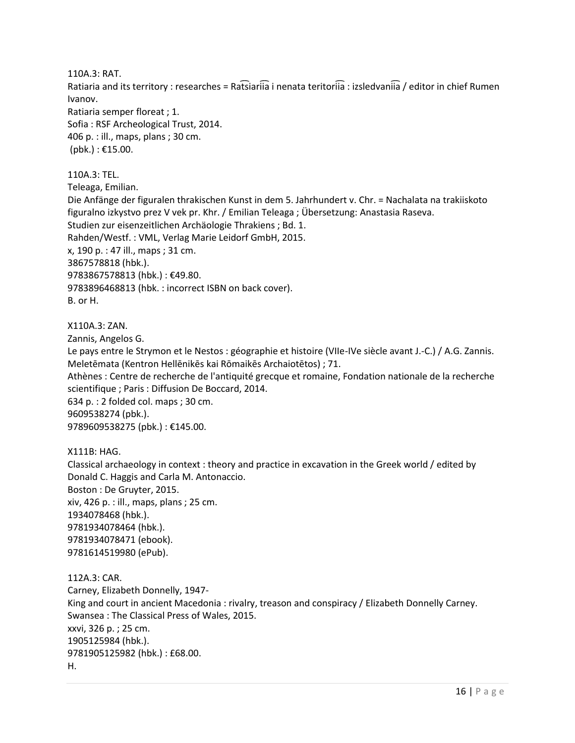110A.3: RAT.
Ratiaria and its territory : researches = Rat͡siarii͡a i nenata teritorii͡a : izsledvanii͡a / editor in chief Rumen Ivanov.
Ratiaria semper floreat ; 1.
Sofia : RSF Archeological Trust, 2014.
406 p. : ill., maps, plans ; 30 cm.
(pbk.) : €15.00.

110A.3: TEL.
Teleaga, Emilian.
Die Anfänge der figuralen thrakischen Kunst in dem 5. Jahrhundert v. Chr. = Nachalata na trakiiskoto figuralno izkystvo prez V vek pr. Khr. / Emilian Teleaga ; Übersetzung: Anastasia Raseva.
Studien zur eisenzeitlichen Archäologie Thrakiens ; Bd. 1.
Rahden/Westf. : VML, Verlag Marie Leidorf GmbH, 2015.
x, 190 p. : 47 ill., maps ; 31 cm.
3867578818 (hbk.).
9783867578813 (hbk.) : €49.80.
9783896468813 (hbk. : incorrect ISBN on back cover).
B. or H.

X110A.3: ZAN.
Zannis, Angelos G.
Le pays entre le Strymon et le Nestos : géographie et histoire (VIIe-IVe siècle avant J.-C.) / A.G. Zannis.
Meletēmata (Kentron Hellēnikēs kai Rōmaikēs Archaiotētos) ; 71.
Athènes : Centre de recherche de l'antiquité grecque et romaine, Fondation nationale de la recherche scientifique ; Paris : Diffusion De Boccard, 2014.
634 p. : 2 folded col. maps ; 30 cm.
9609538274 (pbk.).
9789609538275 (pbk.) : €145.00.

X111B: HAG.
Classical archaeology in context : theory and practice in excavation in the Greek world / edited by Donald C. Haggis and Carla M. Antonaccio.
Boston : De Gruyter, 2015.
xiv, 426 p. : ill., maps, plans ; 25 cm.
1934078468 (hbk.).
9781934078464 (hbk.).
9781934078471 (ebook).
9781614519980 (ePub).

112A.3: CAR.
Carney, Elizabeth Donnelly, 1947-
King and court in ancient Macedonia : rivalry, treason and conspiracy / Elizabeth Donnelly Carney.
Swansea : The Classical Press of Wales, 2015.
xxvi, 326 p. ; 25 cm.
1905125984 (hbk.).
9781905125982 (hbk.) : £68.00.
H.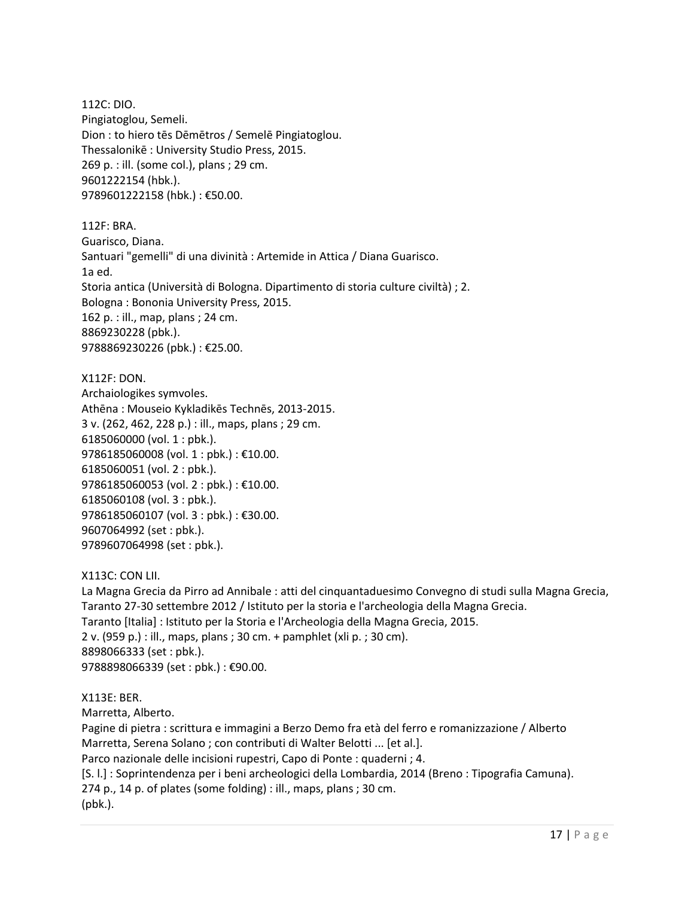112C: DIO.
Pingiatoglou, Semeli.
Dion : to hiero tēs Dēmētros / Semelē Pingiatoglou.
Thessalonikē : University Studio Press, 2015.
269 p. : ill. (some col.), plans ; 29 cm.
9601222154 (hbk.).
9789601222158 (hbk.) : €50.00.

112F: BRA.
Guarisco, Diana.
Santuari "gemelli" di una divinità : Artemide in Attica / Diana Guarisco.
1a ed.
Storia antica (Università di Bologna. Dipartimento di storia culture civiltà) ; 2.
Bologna : Bononia University Press, 2015.
162 p. : ill., map, plans ; 24 cm.
8869230228 (pbk.).
9788869230226 (pbk.) : €25.00.

X112F: DON.
Archaiologikes symvoles.
Athēna : Mouseio Kykladikēs Technēs, 2013-2015.
3 v. (262, 462, 228 p.) : ill., maps, plans ; 29 cm.
6185060000 (vol. 1 : pbk.).
9786185060008 (vol. 1 : pbk.) : €10.00.
6185060051 (vol. 2 : pbk.).
9786185060053 (vol. 2 : pbk.) : €10.00.
6185060108 (vol. 3 : pbk.).
9786185060107 (vol. 3 : pbk.) : €30.00.
9607064992 (set : pbk.).
9789607064998 (set : pbk.).

X113C: CON LII.
La Magna Grecia da Pirro ad Annibale : atti del cinquantaduesimo Convegno di studi sulla Magna Grecia, Taranto 27-30 settembre 2012 / Istituto per la storia e l'archeologia della Magna Grecia.
Taranto [Italia] : Istituto per la Storia e l'Archeologia della Magna Grecia, 2015.
2 v. (959 p.) : ill., maps, plans ; 30 cm. + pamphlet (xli p. ; 30 cm).
8898066333 (set : pbk.).
9788898066339 (set : pbk.) : €90.00.

X113E: BER.
Marretta, Alberto.
Pagine di pietra : scrittura e immagini a Berzo Demo fra età del ferro e romanizzazione / Alberto Marretta, Serena Solano ; con contributi di Walter Belotti ... [et al.].
Parco nazionale delle incisioni rupestri, Capo di Ponte : quaderni ; 4.
[S. l.] : Soprintendenza per i beni archeologici della Lombardia, 2014 (Breno : Tipografia Camuna).
274 p., 14 p. of plates (some folding) : ill., maps, plans ; 30 cm.
(pbk.).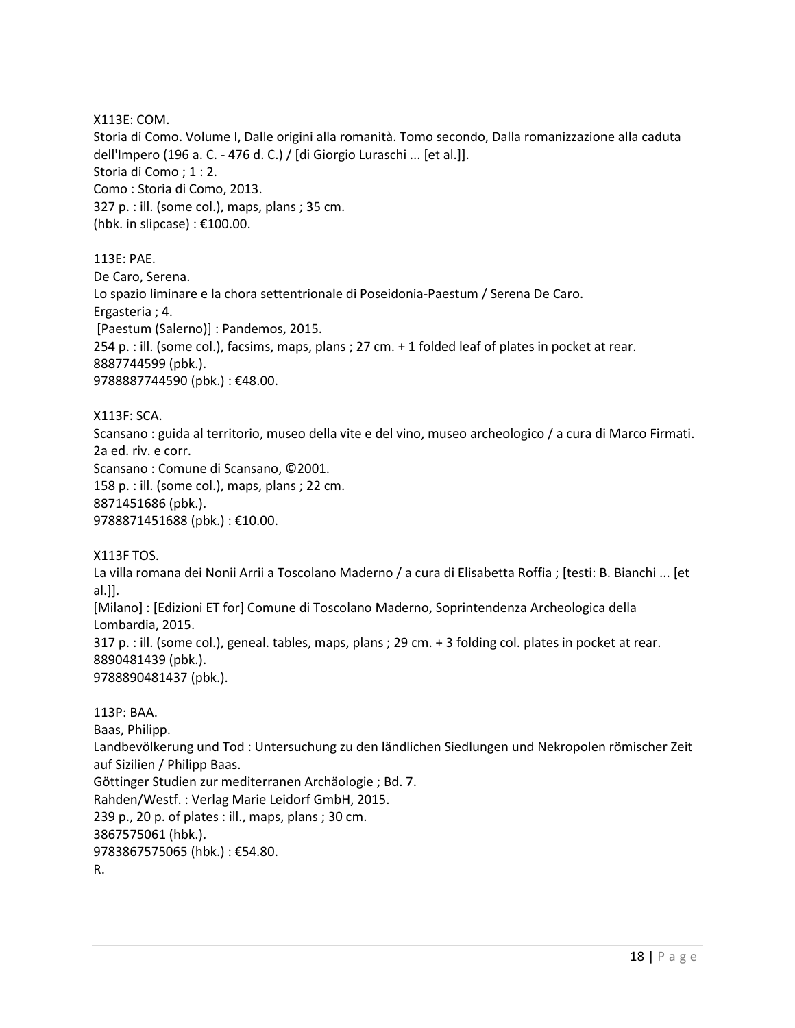X113E: COM.
Storia di Como. Volume I, Dalle origini alla romanità. Tomo secondo, Dalla romanizzazione alla caduta dell'Impero (196 a. C. - 476 d. C.) / [di Giorgio Luraschi ... [et al.]].
Storia di Como ; 1 : 2.
Como : Storia di Como, 2013.
327 p. : ill. (some col.), maps, plans ; 35 cm.
(hbk. in slipcase) : €100.00.

113E: PAE.
De Caro, Serena.
Lo spazio liminare e la chora settentrionale di Poseidonia-Paestum / Serena De Caro.
Ergasteria ; 4.
[Paestum (Salerno)] : Pandemos, 2015.
254 p. : ill. (some col.), facsims, maps, plans ; 27 cm. + 1 folded leaf of plates in pocket at rear.
8887744599 (pbk.).
9788887744590 (pbk.) : €48.00.

X113F: SCA.
Scansano : guida al territorio, museo della vite e del vino, museo archeologico / a cura di Marco Firmati.
2a ed. riv. e corr.
Scansano : Comune di Scansano, ©2001.
158 p. : ill. (some col.), maps, plans ; 22 cm.
8871451686 (pbk.).
9788871451688 (pbk.) : €10.00.

X113F TOS.
La villa romana dei Nonii Arrii a Toscolano Maderno / a cura di Elisabetta Roffia ; [testi: B. Bianchi ... [et al.]].
[Milano] : [Edizioni ET for] Comune di Toscolano Maderno, Soprintendenza Archeologica della Lombardia, 2015.
317 p. : ill. (some col.), geneal. tables, maps, plans ; 29 cm. + 3 folding col. plates in pocket at rear.
8890481439 (pbk.).
9788890481437 (pbk.).

113P: BAA.
Baas, Philipp.
Landbevölkerung und Tod : Untersuchung zu den ländlichen Siedlungen und Nekropolen römischer Zeit auf Sizilien / Philipp Baas.
Göttinger Studien zur mediterranen Archäologie ; Bd. 7.
Rahden/Westf. : Verlag Marie Leidorf GmbH, 2015.
239 p., 20 p. of plates : ill., maps, plans ; 30 cm.
3867575061 (hbk.).
9783867575065 (hbk.) : €54.80.
R.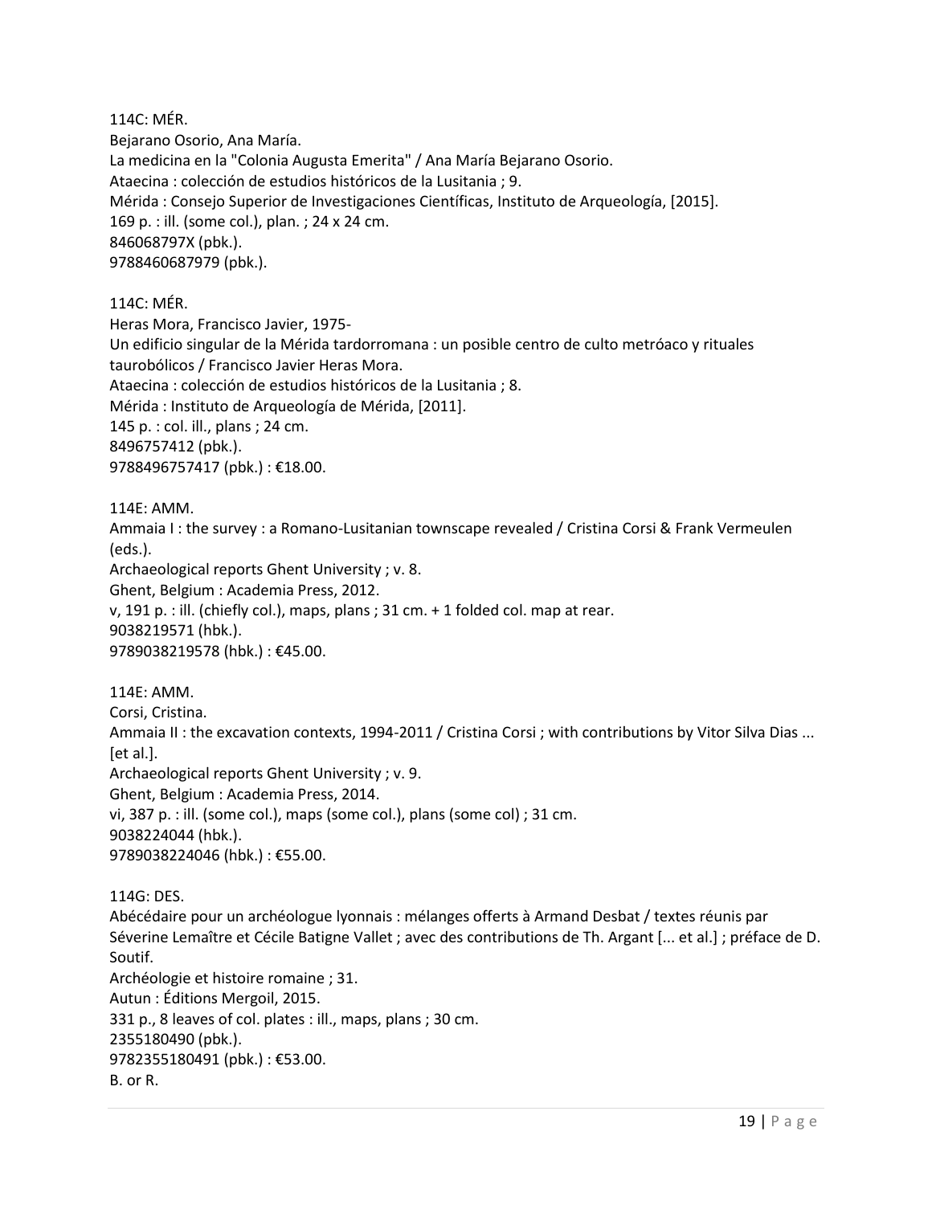114C: MÉR.
Bejarano Osorio, Ana María.
La medicina en la "Colonia Augusta Emerita" / Ana María Bejarano Osorio.
Ataecina : colección de estudios históricos de la Lusitania ; 9.
Mérida : Consejo Superior de Investigaciones Científicas, Instituto de Arqueología, [2015].
169 p. : ill. (some col.), plan. ; 24 x 24 cm.
846068797X (pbk.).
9788460687979 (pbk.).

114C: MÉR.
Heras Mora, Francisco Javier, 1975-
Un edificio singular de la Mérida tardorromana : un posible centro de culto metróaco y rituales taurobólicos / Francisco Javier Heras Mora.
Ataecina : colección de estudios históricos de la Lusitania ; 8.
Mérida : Instituto de Arqueología de Mérida, [2011].
145 p. : col. ill., plans ; 24 cm.
8496757412 (pbk.).
9788496757417 (pbk.) : €18.00.

114E: AMM.
Ammaia I : the survey : a Romano-Lusitanian townscape revealed / Cristina Corsi & Frank Vermeulen (eds.).
Archaeological reports Ghent University ; v. 8.
Ghent, Belgium : Academia Press, 2012.
v, 191 p. : ill. (chiefly col.), maps, plans ; 31 cm. + 1 folded col. map at rear.
9038219571 (hbk.).
9789038219578 (hbk.) : €45.00.

114E: AMM.
Corsi, Cristina.
Ammaia II : the excavation contexts, 1994-2011 / Cristina Corsi ; with contributions by Vitor Silva Dias ... [et al.].
Archaeological reports Ghent University ; v. 9.
Ghent, Belgium : Academia Press, 2014.
vi, 387 p. : ill. (some col.), maps (some col.), plans (some col) ; 31 cm.
9038224044 (hbk.).
9789038224046 (hbk.) : €55.00.

114G: DES.
Abécédaire pour un archéologue lyonnais : mélanges offerts à Armand Desbat / textes réunis par Séverine Lemaître et Cécile Batigne Vallet ; avec des contributions de Th. Argant [... et al.] ; préface de D. Soutif.
Archéologie et histoire romaine ; 31.
Autun : Éditions Mergoil, 2015.
331 p., 8 leaves of col. plates : ill., maps, plans ; 30 cm.
2355180490 (pbk.).
9782355180491 (pbk.) : €53.00.
B. or R.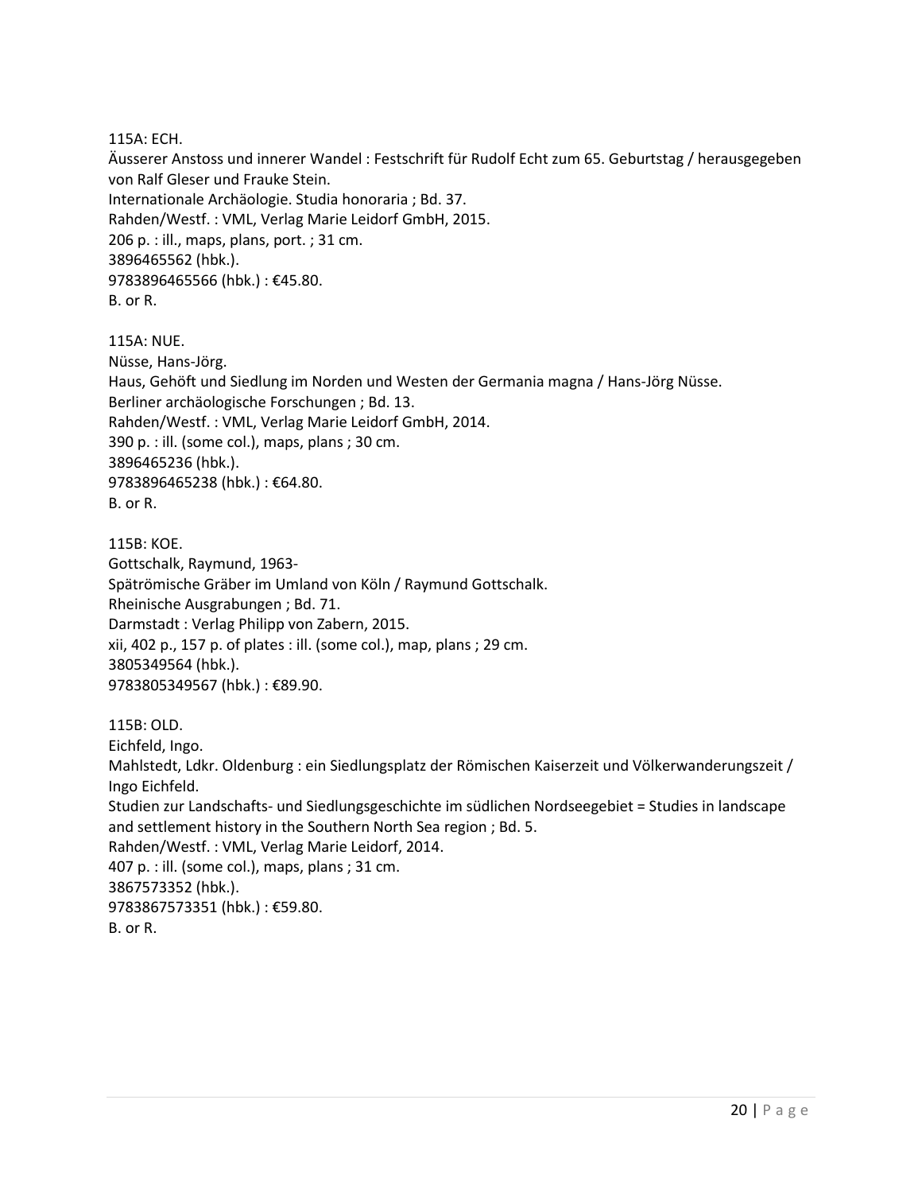115A: ECH.
Äusserer Anstoss und innerer Wandel : Festschrift für Rudolf Echt zum 65. Geburtstag / herausgegeben von Ralf Gleser und Frauke Stein.
Internationale Archäologie. Studia honoraria ; Bd. 37.
Rahden/Westf. : VML, Verlag Marie Leidorf GmbH, 2015.
206 p. : ill., maps, plans, port. ; 31 cm.
3896465562 (hbk.).
9783896465566 (hbk.) : €45.80.
B. or R.

115A: NUE.
Nüsse, Hans-Jörg.
Haus, Gehöft und Siedlung im Norden und Westen der Germania magna / Hans-Jörg Nüsse.
Berliner archäologische Forschungen ; Bd. 13.
Rahden/Westf. : VML, Verlag Marie Leidorf GmbH, 2014.
390 p. : ill. (some col.), maps, plans ; 30 cm.
3896465236 (hbk.).
9783896465238 (hbk.) : €64.80.
B. or R.

115B: KOE.
Gottschalk, Raymund, 1963-
Spätrömische Gräber im Umland von Köln / Raymund Gottschalk.
Rheinische Ausgrabungen ; Bd. 71.
Darmstadt : Verlag Philipp von Zabern, 2015.
xii, 402 p., 157 p. of plates : ill. (some col.), map, plans ; 29 cm.
3805349564 (hbk.).
9783805349567 (hbk.) : €89.90.

115B: OLD.
Eichfeld, Ingo.
Mahlstedt, Ldkr. Oldenburg : ein Siedlungsplatz der Römischen Kaiserzeit und Völkerwanderungszeit / Ingo Eichfeld.
Studien zur Landschafts- und Siedlungsgeschichte im südlichen Nordseegebiet = Studies in landscape and settlement history in the Southern North Sea region ; Bd. 5.
Rahden/Westf. : VML, Verlag Marie Leidorf, 2014.
407 p. : ill. (some col.), maps, plans ; 31 cm.
3867573352 (hbk.).
9783867573351 (hbk.) : €59.80.
B. or R.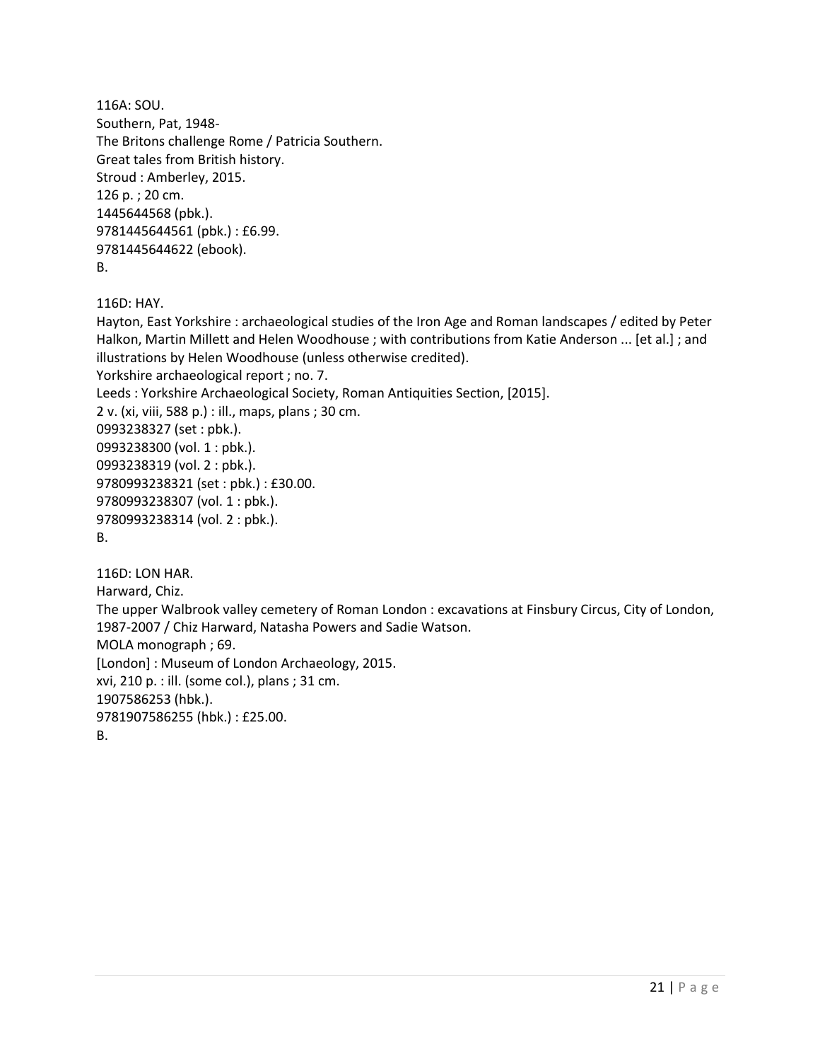116A: SOU.
Southern, Pat, 1948-
The Britons challenge Rome / Patricia Southern.
Great tales from British history.
Stroud : Amberley, 2015.
126 p. ; 20 cm.
1445644568 (pbk.).
9781445644561 (pbk.) : £6.99.
9781445644622 (ebook).
B.

116D: HAY.
Hayton, East Yorkshire : archaeological studies of the Iron Age and Roman landscapes / edited by Peter Halkon, Martin Millett and Helen Woodhouse ; with contributions from Katie Anderson ... [et al.] ; and illustrations by Helen Woodhouse (unless otherwise credited).
Yorkshire archaeological report ; no. 7.
Leeds : Yorkshire Archaeological Society, Roman Antiquities Section, [2015].
2 v. (xi, viii, 588 p.) : ill., maps, plans ; 30 cm.
0993238327 (set : pbk.).
0993238300 (vol. 1 : pbk.).
0993238319 (vol. 2 : pbk.).
9780993238321 (set : pbk.) : £30.00.
9780993238307 (vol. 1 : pbk.).
9780993238314 (vol. 2 : pbk.).
B.

116D: LON HAR.
Harward, Chiz.
The upper Walbrook valley cemetery of Roman London : excavations at Finsbury Circus, City of London, 1987-2007 / Chiz Harward, Natasha Powers and Sadie Watson.
MOLA monograph ; 69.
[London] : Museum of London Archaeology, 2015.
xvi, 210 p. : ill. (some col.), plans ; 31 cm.
1907586253 (hbk.).
9781907586255 (hbk.) : £25.00.
B.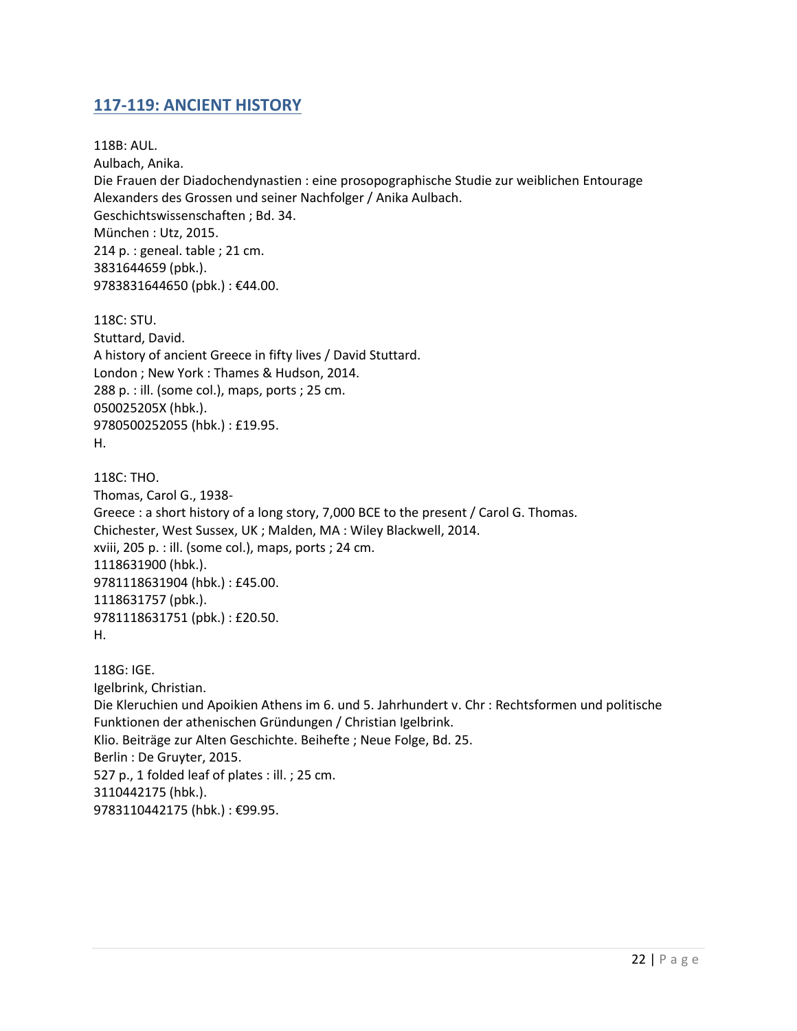## 117-119: ANCIENT HISTORY

118B: AUL.
Aulbach, Anika.
Die Frauen der Diadochendynastien : eine prosopographische Studie zur weiblichen Entourage Alexanders des Grossen und seiner Nachfolger / Anika Aulbach.
Geschichtswissenschaften ; Bd. 34.
München : Utz, 2015.
214 p. : geneal. table ; 21 cm.
3831644659 (pbk.).
9783831644650 (pbk.) : €44.00.

118C: STU.
Stuttard, David.
A history of ancient Greece in fifty lives / David Stuttard.
London ; New York : Thames & Hudson, 2014.
288 p. : ill. (some col.), maps, ports ; 25 cm.
050025205X (hbk.).
9780500252055 (hbk.) : £19.95.
H.

118C: THO.
Thomas, Carol G., 1938-
Greece : a short history of a long story, 7,000 BCE to the present / Carol G. Thomas.
Chichester, West Sussex, UK ; Malden, MA : Wiley Blackwell, 2014.
xviii, 205 p. : ill. (some col.), maps, ports ; 24 cm.
1118631900 (hbk.).
9781118631904 (hbk.) : £45.00.
1118631757 (pbk.).
9781118631751 (pbk.) : £20.50.
H.

118G: IGE.
Igelbrink, Christian.
Die Kleruchien und Apoikien Athens im 6. und 5. Jahrhundert v. Chr : Rechtsformen und politische Funktionen der athenischen Gründungen / Christian Igelbrink.
Klio. Beiträge zur Alten Geschichte. Beihefte ; Neue Folge, Bd. 25.
Berlin : De Gruyter, 2015.
527 p., 1 folded leaf of plates : ill. ; 25 cm.
3110442175 (hbk.).
9783110442175 (hbk.) : €99.95.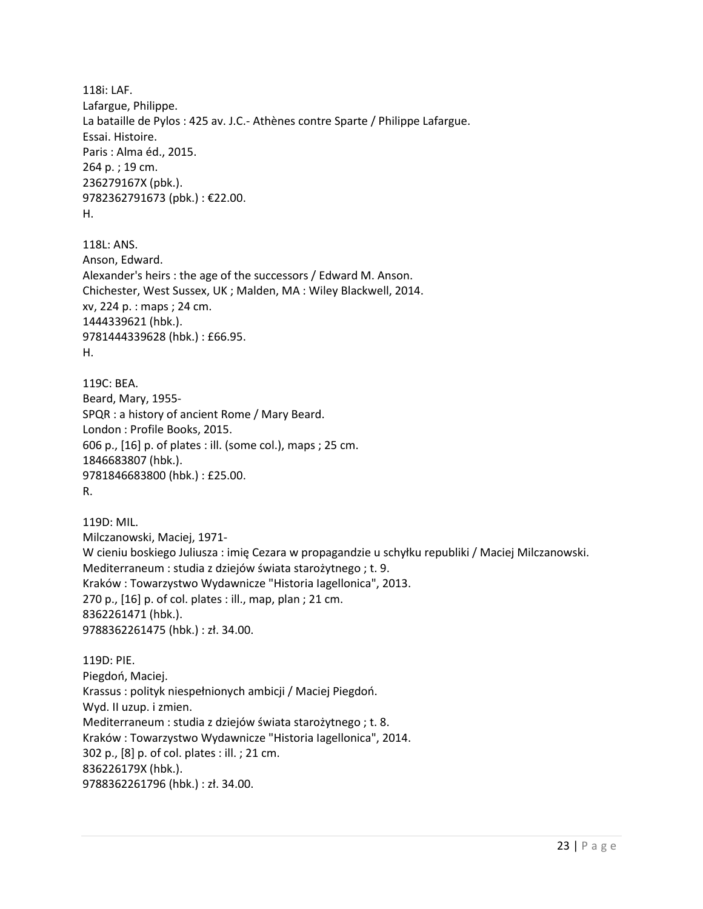118i: LAF.
Lafargue, Philippe.
La bataille de Pylos : 425 av. J.C.- Athènes contre Sparte / Philippe Lafargue.
Essai. Histoire.
Paris : Alma éd., 2015.
264 p. ; 19 cm.
236279167X (pbk.).
9782362791673 (pbk.) : €22.00.
H.

118L: ANS.
Anson, Edward.
Alexander's heirs : the age of the successors / Edward M. Anson.
Chichester, West Sussex, UK ; Malden, MA : Wiley Blackwell, 2014.
xv, 224 p. : maps ; 24 cm.
1444339621 (hbk.).
9781444339628 (hbk.) : £66.95.
H.

119C: BEA.
Beard, Mary, 1955-
SPQR : a history of ancient Rome / Mary Beard.
London : Profile Books, 2015.
606 p., [16] p. of plates : ill. (some col.), maps ; 25 cm.
1846683807 (hbk.).
9781846683800 (hbk.) : £25.00.
R.

119D: MIL.
Milczanowski, Maciej, 1971-
W cieniu boskiego Juliusza : imię Cezara w propagandzie u schyłku republiki / Maciej Milczanowski.
Mediterraneum : studia z dziejów świata starożytnego ; t. 9.
Kraków : Towarzystwo Wydawnicze "Historia Iagellonica", 2013.
270 p., [16] p. of col. plates : ill., map, plan ; 21 cm.
8362261471 (hbk.).
9788362261475 (hbk.) : zł. 34.00.

119D: PIE.
Piegdoń, Maciej.
Krassus : polityk niespełnionych ambicji / Maciej Piegdoń.
Wyd. II uzup. i zmien.
Mediterraneum : studia z dziejów świata starożytnego ; t. 8.
Kraków : Towarzystwo Wydawnicze "Historia Iagellonica", 2014.
302 p., [8] p. of col. plates : ill. ; 21 cm.
836226179X (hbk.).
9788362261796 (hbk.) : zł. 34.00.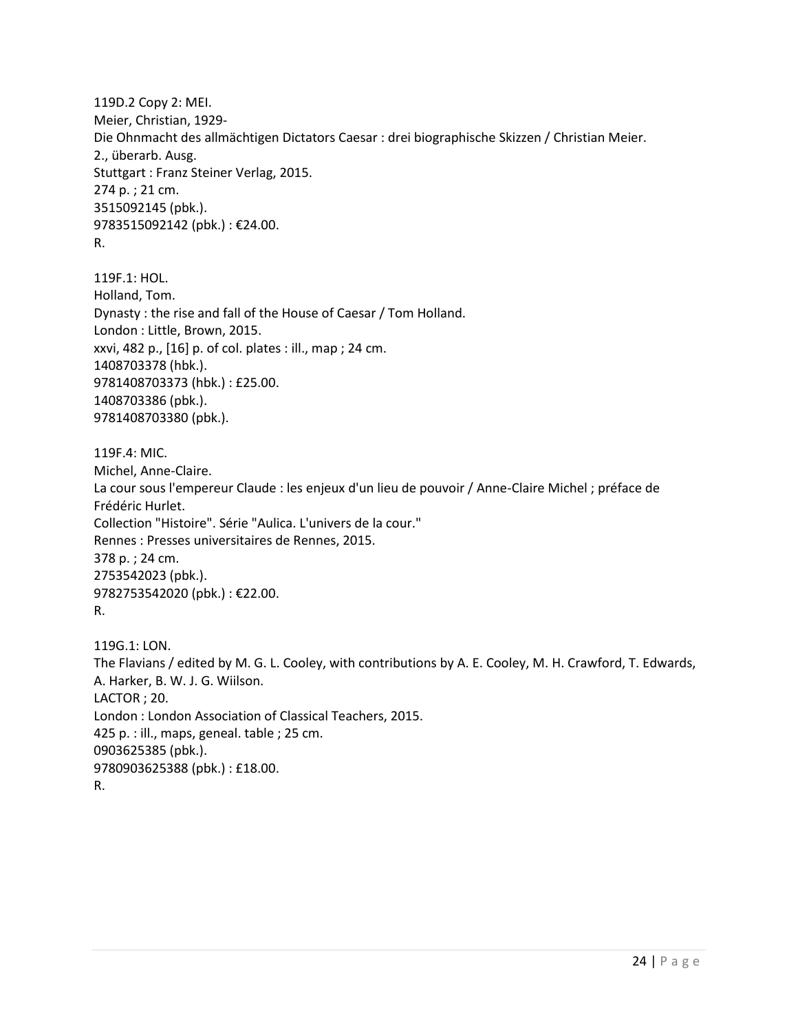119D.2 Copy 2: MEI.
Meier, Christian, 1929-
Die Ohnmacht des allmächtigen Dictators Caesar : drei biographische Skizzen / Christian Meier.
2., überarb. Ausg.
Stuttgart : Franz Steiner Verlag, 2015.
274 p. ; 21 cm.
3515092145 (pbk.).
9783515092142 (pbk.) : €24.00.
R.

119F.1: HOL.
Holland, Tom.
Dynasty : the rise and fall of the House of Caesar / Tom Holland.
London : Little, Brown, 2015.
xxvi, 482 p., [16] p. of col. plates : ill., map ; 24 cm.
1408703378 (hbk.).
9781408703373 (hbk.) : £25.00.
1408703386 (pbk.).
9781408703380 (pbk.).

119F.4: MIC.
Michel, Anne-Claire.
La cour sous l'empereur Claude : les enjeux d'un lieu de pouvoir / Anne-Claire Michel ; préface de Frédéric Hurlet.
Collection "Histoire". Série "Aulica. L'univers de la cour."
Rennes : Presses universitaires de Rennes, 2015.
378 p. ; 24 cm.
2753542023 (pbk.).
9782753542020 (pbk.) : €22.00.
R.

119G.1: LON.
The Flavians / edited by M. G. L. Cooley, with contributions by A. E. Cooley, M. H. Crawford, T. Edwards, A. Harker, B. W. J. G. Wiilson.
LACTOR ; 20.
London : London Association of Classical Teachers, 2015.
425 p. : ill., maps, geneal. table ; 25 cm.
0903625385 (pbk.).
9780903625388 (pbk.) : £18.00.
R.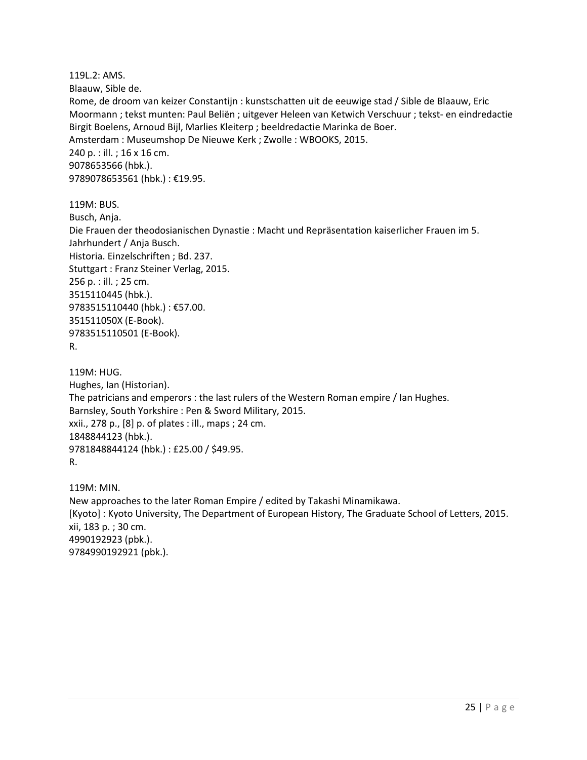119L.2: AMS.
Blaauw, Sible de.
Rome, de droom van keizer Constantijn : kunstschatten uit de eeuwige stad / Sible de Blaauw, Eric Moormann ; tekst munten: Paul Beliën ; uitgever Heleen van Ketwich Verschuur ; tekst- en eindredactie Birgit Boelens, Arnoud Bijl, Marlies Kleiterp ; beeldredactie Marinka de Boer.
Amsterdam : Museumshop De Nieuwe Kerk ; Zwolle : WBOOKS, 2015.
240 p. : ill. ; 16 x 16 cm.
9078653566 (hbk.).
9789078653561 (hbk.) : €19.95.

119M: BUS.
Busch, Anja.
Die Frauen der theodosianischen Dynastie : Macht und Repräsentation kaiserlicher Frauen im 5. Jahrhundert / Anja Busch.
Historia. Einzelschriften ; Bd. 237.
Stuttgart : Franz Steiner Verlag, 2015.
256 p. : ill. ; 25 cm.
3515110445 (hbk.).
9783515110440 (hbk.) : €57.00.
351511050X (E-Book).
9783515110501 (E-Book).
R.

119M: HUG.
Hughes, Ian (Historian).
The patricians and emperors : the last rulers of the Western Roman empire / Ian Hughes.
Barnsley, South Yorkshire : Pen & Sword Military, 2015.
xxii., 278 p., [8] p. of plates : ill., maps ; 24 cm.
1848844123 (hbk.).
9781848844124 (hbk.) : £25.00 / $49.95.
R.

119M: MIN.
New approaches to the later Roman Empire / edited by Takashi Minamikawa.
[Kyoto] : Kyoto University, The Department of European History, The Graduate School of Letters, 2015.
xii, 183 p. ; 30 cm.
4990192923 (pbk.).
9784990192921 (pbk.).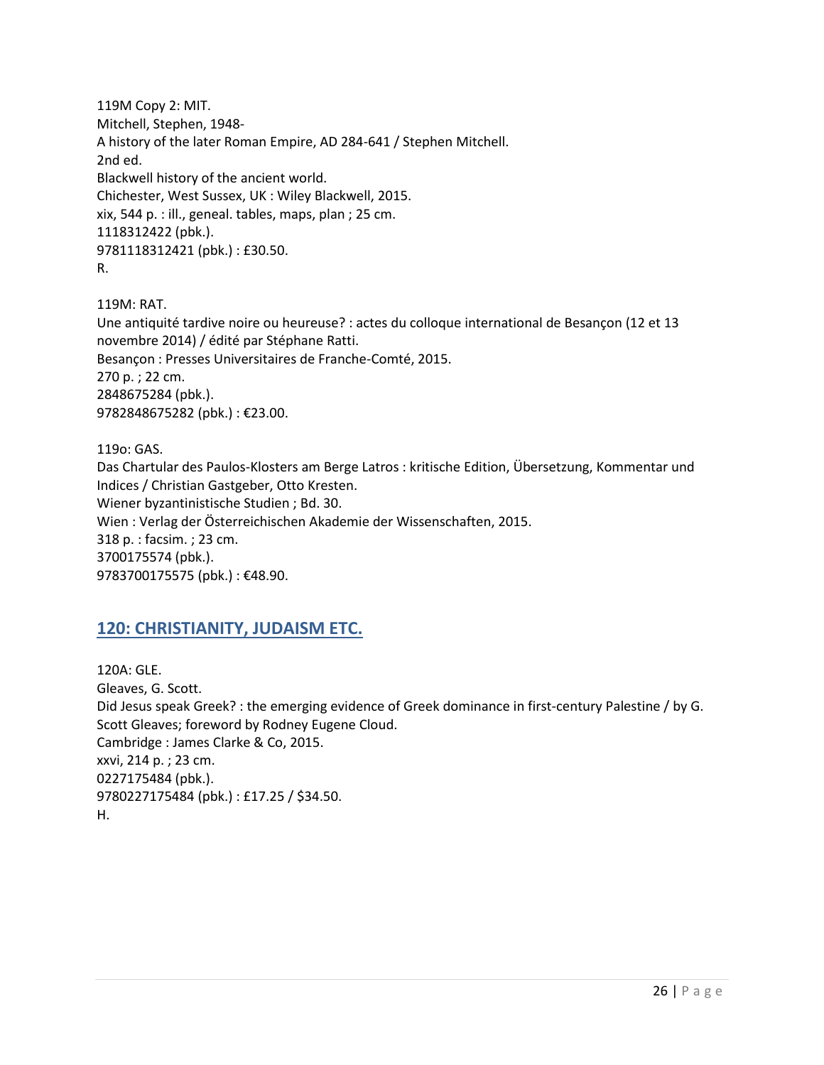119M Copy 2: MIT.
Mitchell, Stephen, 1948-
A history of the later Roman Empire, AD 284-641 / Stephen Mitchell.
2nd ed.
Blackwell history of the ancient world.
Chichester, West Sussex, UK : Wiley Blackwell, 2015.
xix, 544 p. : ill., geneal. tables, maps, plan ; 25 cm.
1118312422 (pbk.).
9781118312421 (pbk.) : £30.50.
R.

119M: RAT.
Une antiquité tardive noire ou heureuse? : actes du colloque international de Besançon (12 et 13 novembre 2014) / édité par Stéphane Ratti.
Besançon : Presses Universitaires de Franche-Comté, 2015.
270 p. ; 22 cm.
2848675284 (pbk.).
9782848675282 (pbk.) : €23.00.

119o: GAS.
Das Chartular des Paulos-Klosters am Berge Latros : kritische Edition, Übersetzung, Kommentar und Indices / Christian Gastgeber, Otto Kresten.
Wiener byzantinistische Studien ; Bd. 30.
Wien : Verlag der Österreichischen Akademie der Wissenschaften, 2015.
318 p. : facsim. ; 23 cm.
3700175574 (pbk.).
9783700175575 (pbk.) : €48.90.

## 120: CHRISTIANITY, JUDAISM ETC.

120A: GLE.
Gleaves, G. Scott.
Did Jesus speak Greek? : the emerging evidence of Greek dominance in first-century Palestine / by G. Scott Gleaves; foreword by Rodney Eugene Cloud.
Cambridge : James Clarke & Co, 2015.
xxvi, 214 p. ; 23 cm.
0227175484 (pbk.).
9780227175484 (pbk.) : £17.25 / $34.50.
H.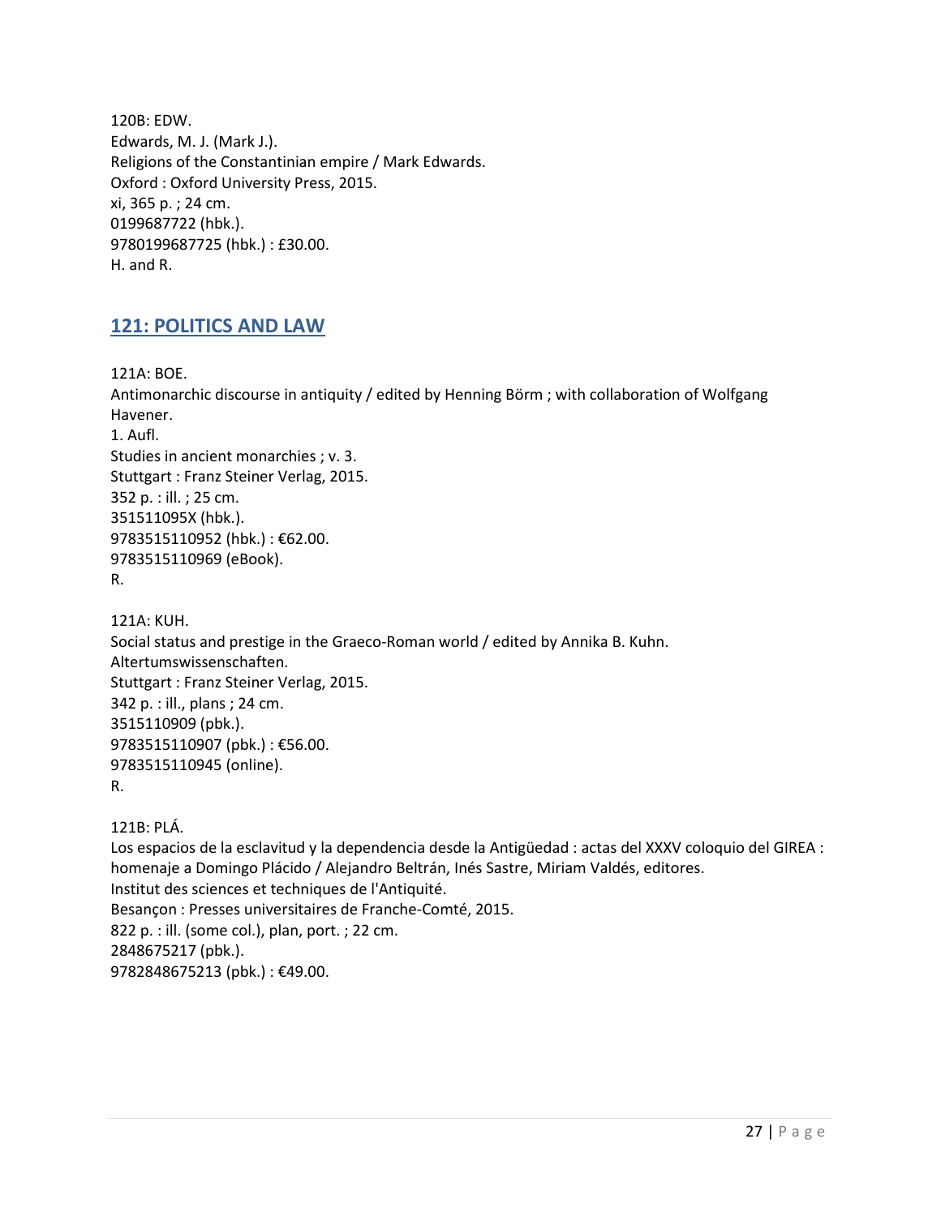120B: EDW.
Edwards, M. J. (Mark J.).
Religions of the Constantinian empire / Mark Edwards.
Oxford : Oxford University Press, 2015.
xi, 365 p. ; 24 cm.
0199687722 (hbk.).
9780199687725 (hbk.) : £30.00.
H. and R.

## 121: POLITICS AND LAW

121A: BOE.
Antimonarchic discourse in antiquity / edited by Henning Börm ; with collaboration of Wolfgang Havener.
1. Aufl.
Studies in ancient monarchies ; v. 3.
Stuttgart : Franz Steiner Verlag, 2015.
352 p. : ill. ; 25 cm.
351511095X (hbk.).
9783515110952 (hbk.) : €62.00.
9783515110969 (eBook).
R.

121A: KUH.
Social status and prestige in the Graeco-Roman world / edited by Annika B. Kuhn.
Altertumswissenschaften.
Stuttgart : Franz Steiner Verlag, 2015.
342 p. : ill., plans ; 24 cm.
3515110909 (pbk.).
9783515110907 (pbk.) : €56.00.
9783515110945 (online).
R.

121B: PLÁ.
Los espacios de la esclavitud y la dependencia desde la Antigüedad : actas del XXXV coloquio del GIREA : homenaje a Domingo Plácido / Alejandro Beltrán, Inés Sastre, Miriam Valdés, editores.
Institut des sciences et techniques de l'Antiquité.
Besançon : Presses universitaires de Franche-Comté, 2015.
822 p. : ill. (some col.), plan, port. ; 22 cm.
2848675217 (pbk.).
9782848675213 (pbk.) : €49.00.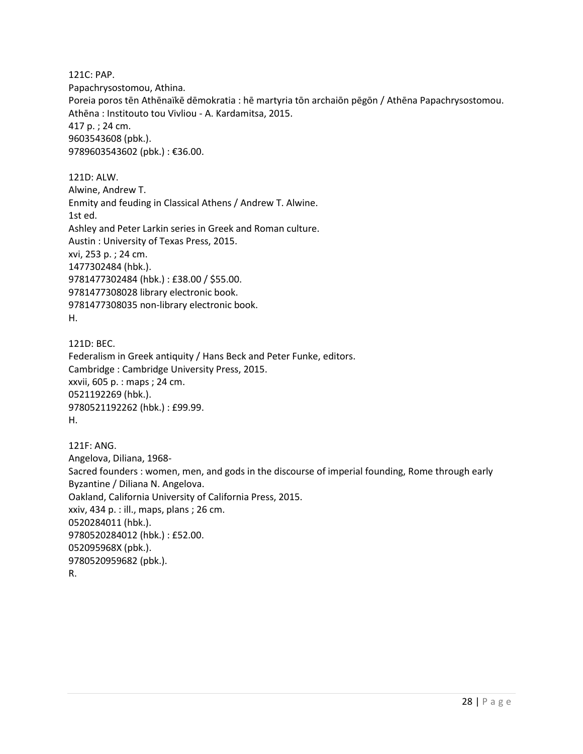121C: PAP.
Papachrysostomou, Athina.
Poreia poros tēn Athēnaïkē dēmokratia : hē martyria tōn archaiōn pēgōn / Athēna Papachrysostomou.
Athēna : Institouto tou Vivliou - A. Kardamitsa, 2015.
417 p. ; 24 cm.
9603543608 (pbk.).
9789603543602 (pbk.) : €36.00.

121D: ALW.
Alwine, Andrew T.
Enmity and feuding in Classical Athens / Andrew T. Alwine.
1st ed.
Ashley and Peter Larkin series in Greek and Roman culture.
Austin : University of Texas Press, 2015.
xvi, 253 p. ; 24 cm.
1477302484 (hbk.).
9781477302484 (hbk.) : £38.00 / $55.00.
9781477308028 library electronic book.
9781477308035 non-library electronic book.
H.

121D: BEC.
Federalism in Greek antiquity / Hans Beck and Peter Funke, editors.
Cambridge : Cambridge University Press, 2015.
xxvii, 605 p. : maps ; 24 cm.
0521192269 (hbk.).
9780521192262 (hbk.) : £99.99.
H.

121F: ANG.
Angelova, Diliana, 1968-
Sacred founders : women, men, and gods in the discourse of imperial founding, Rome through early Byzantine / Diliana N. Angelova.
Oakland, California University of California Press, 2015.
xxiv, 434 p. : ill., maps, plans ; 26 cm.
0520284011 (hbk.).
9780520284012 (hbk.) : £52.00.
052095968X (pbk.).
9780520959682 (pbk.).
R.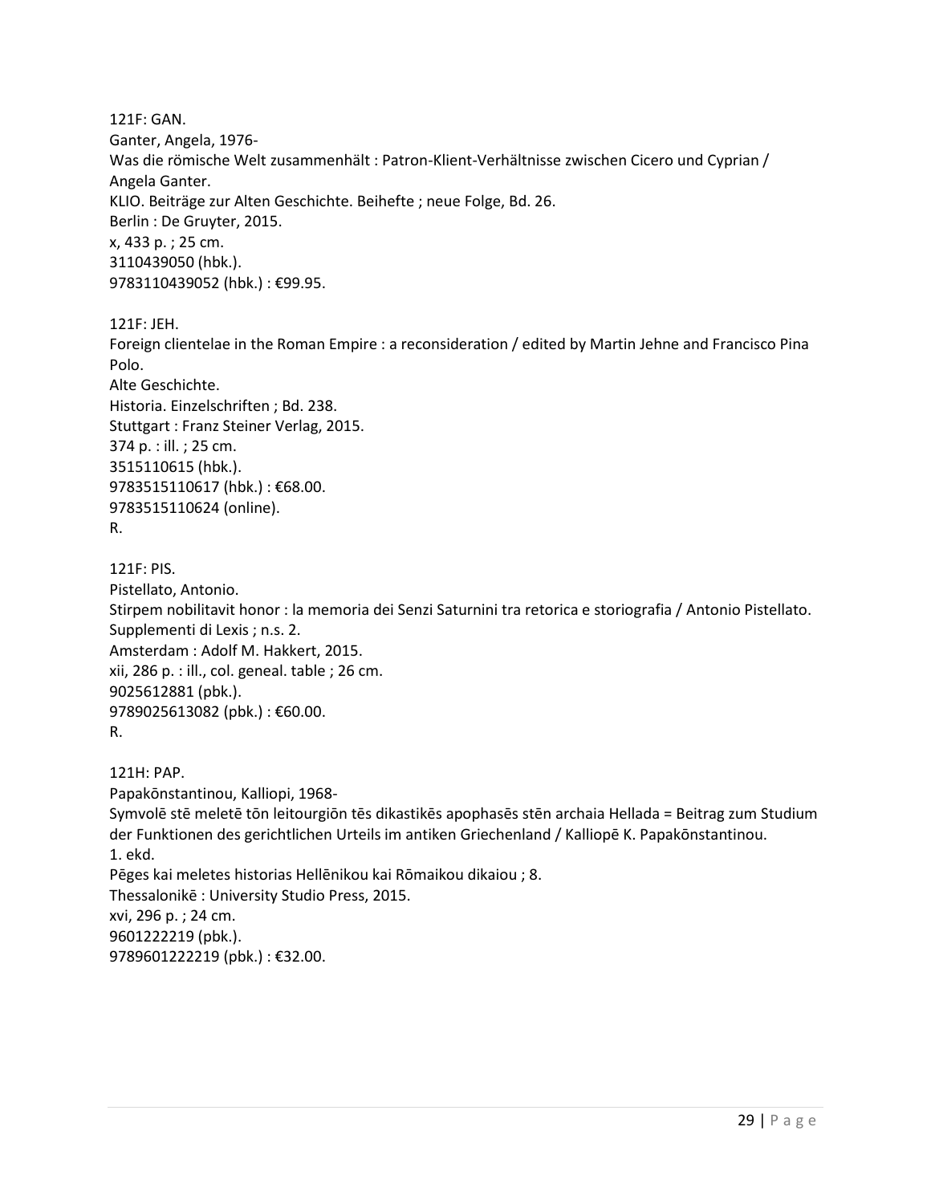121F: GAN.
Ganter, Angela, 1976-
Was die römische Welt zusammenhält : Patron-Klient-Verhältnisse zwischen Cicero und Cyprian / Angela Ganter.
KLIO. Beiträge zur Alten Geschichte. Beihefte ; neue Folge, Bd. 26.
Berlin : De Gruyter, 2015.
x, 433 p. ; 25 cm.
3110439050 (hbk.).
9783110439052 (hbk.) : €99.95.

121F: JEH.
Foreign clientelae in the Roman Empire : a reconsideration / edited by Martin Jehne and Francisco Pina Polo.
Alte Geschichte.
Historia. Einzelschriften ; Bd. 238.
Stuttgart : Franz Steiner Verlag, 2015.
374 p. : ill. ; 25 cm.
3515110615 (hbk.).
9783515110617 (hbk.) : €68.00.
9783515110624 (online).
R.

121F: PIS.
Pistellato, Antonio.
Stirpem nobilitavit honor : la memoria dei Senzi Saturnini tra retorica e storiografia / Antonio Pistellato.
Supplementi di Lexis ; n.s. 2.
Amsterdam : Adolf M. Hakkert, 2015.
xii, 286 p. : ill., col. geneal. table ; 26 cm.
9025612881 (pbk.).
9789025613082 (pbk.) : €60.00.
R.

121H: PAP.
Papakōnstantinou, Kalliopi, 1968-
Symvolē stē meletē tōn leitourgiōn tēs dikastikēs apophasēs stēn archaia Hellada = Beitrag zum Studium der Funktionen des gerichtlichen Urteils im antiken Griechenland / Kalliopē K. Papakōnstantinou.
1. ekd.
Pēges kai meletes historias Hellēnikou kai Rōmaikou dikaiou ; 8.
Thessalonikē : University Studio Press, 2015.
xvi, 296 p. ; 24 cm.
9601222219 (pbk.).
9789601222219 (pbk.) : €32.00.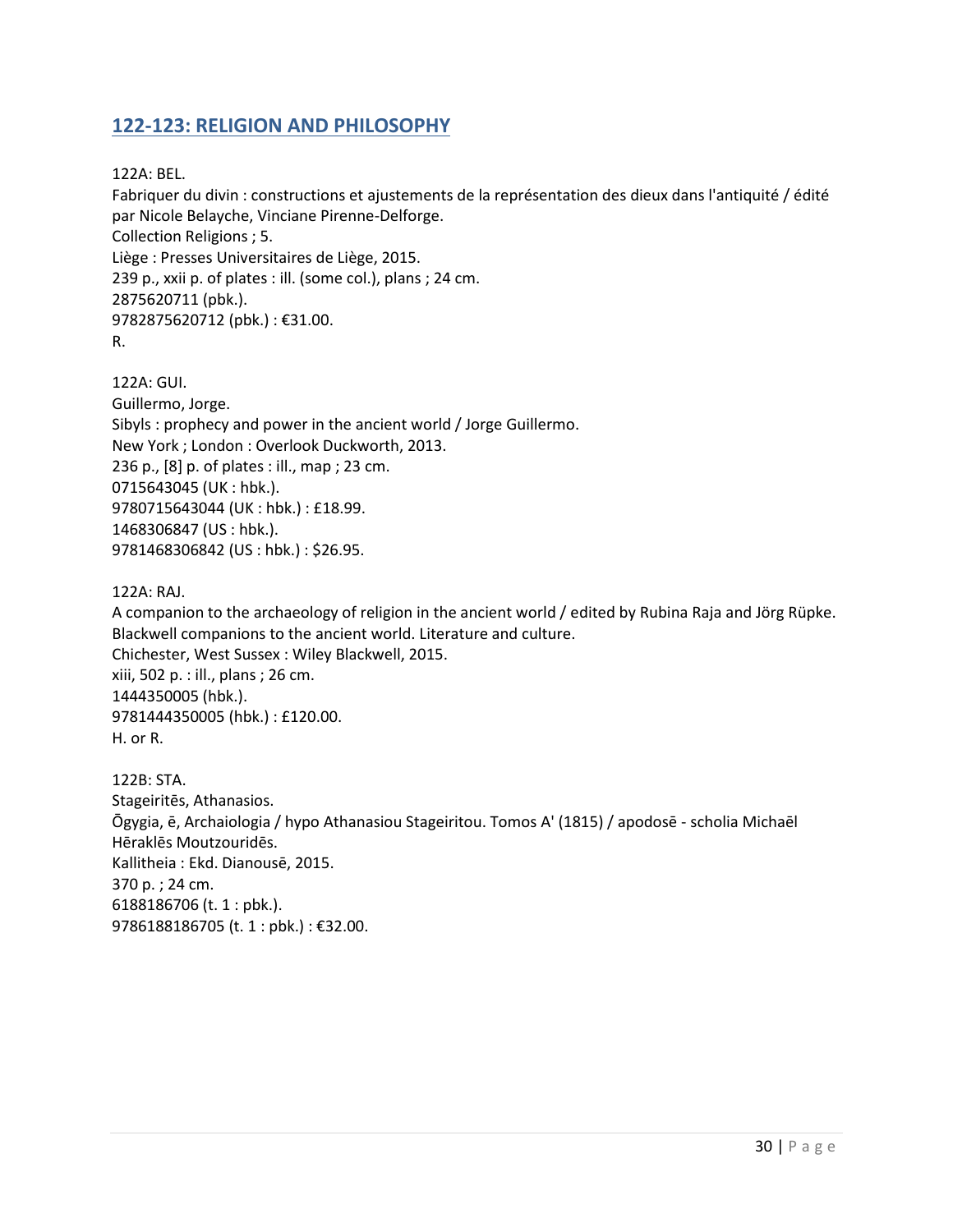## 122-123: RELIGION AND PHILOSOPHY

122A: BEL.
Fabriquer du divin : constructions et ajustements de la représentation des dieux dans l'antiquité / édité par Nicole Belayche, Vinciane Pirenne-Delforge.
Collection Religions ; 5.
Liège : Presses Universitaires de Liège, 2015.
239 p., xxii p. of plates : ill. (some col.), plans ; 24 cm.
2875620711 (pbk.).
9782875620712 (pbk.) : €31.00.
R.

122A: GUI.
Guillermo, Jorge.
Sibyls : prophecy and power in the ancient world / Jorge Guillermo.
New York ; London : Overlook Duckworth, 2013.
236 p., [8] p. of plates : ill., map ; 23 cm.
0715643045 (UK : hbk.).
9780715643044 (UK : hbk.) : £18.99.
1468306847 (US : hbk.).
9781468306842 (US : hbk.) : $26.95.

122A: RAJ.
A companion to the archaeology of religion in the ancient world / edited by Rubina Raja and Jörg Rüpke.
Blackwell companions to the ancient world. Literature and culture.
Chichester, West Sussex : Wiley Blackwell, 2015.
xiii, 502 p. : ill., plans ; 26 cm.
1444350005 (hbk.).
9781444350005 (hbk.) : £120.00.
H. or R.

122B: STA.
Stageiritēs, Athanasios.
Ōgygia, ē, Archaiologia / hypo Athanasiou Stageiritou. Tomos A' (1815) / apodosē - scholia Michaēl Hēraklēs Moutzouridēs.
Kallitheia : Ekd. Dianousē, 2015.
370 p. ; 24 cm.
6188186706 (t. 1 : pbk.).
9786188186705 (t. 1 : pbk.) : €32.00.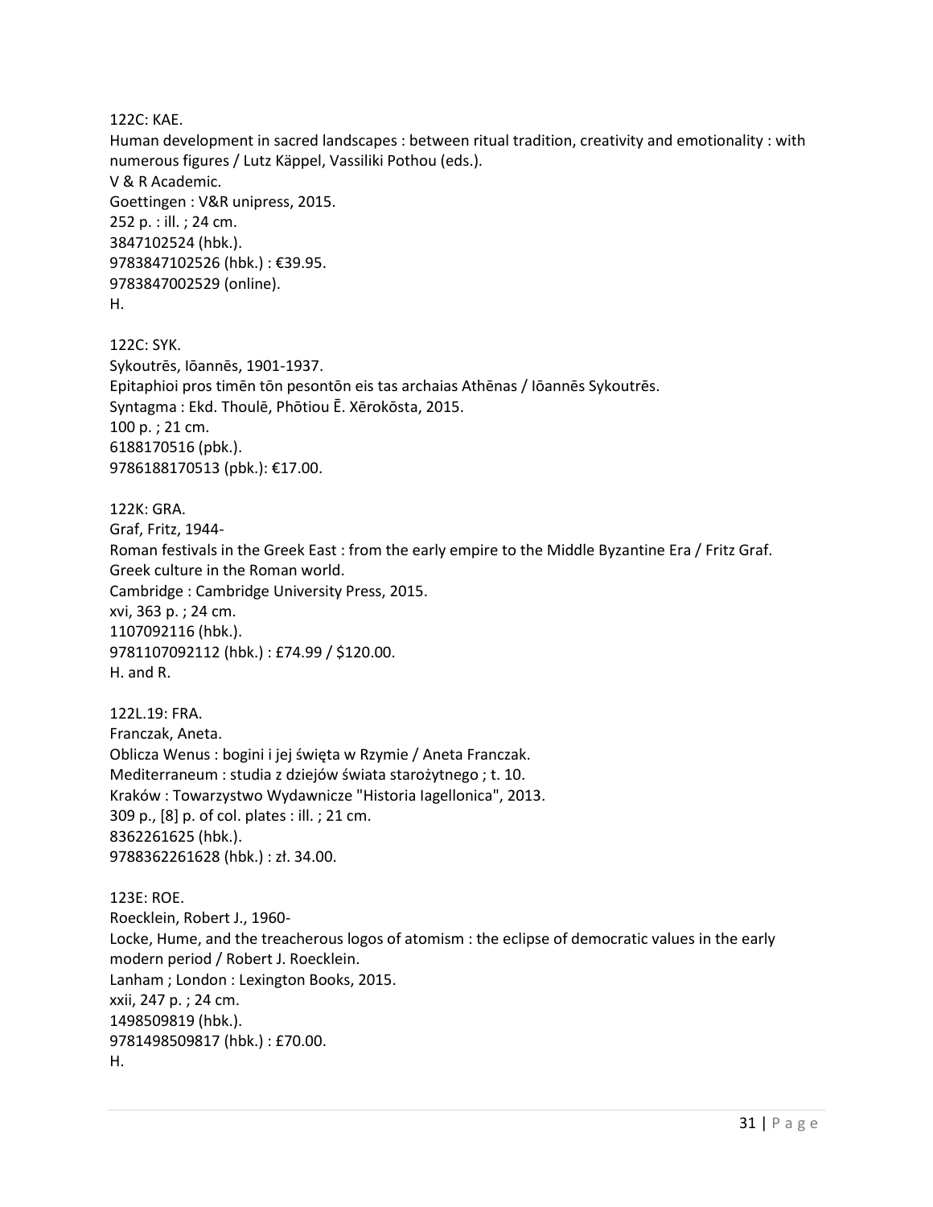122C: KAE.
Human development in sacred landscapes : between ritual tradition, creativity and emotionality : with numerous figures / Lutz Käppel, Vassiliki Pothou (eds.).
V & R Academic.
Goettingen : V&R unipress, 2015.
252 p. : ill. ; 24 cm.
3847102524 (hbk.).
9783847102526 (hbk.) : €39.95.
9783847002529 (online).
H.

122C: SYK.
Sykoutrēs, Iōannēs, 1901-1937.
Epitaphioi pros timēn tōn pesontōn eis tas archaias Athēnas / Iōannēs Sykoutrēs.
Syntagma : Ekd. Thoulē, Phōtiou Ē. Xērokōsta, 2015.
100 p. ; 21 cm.
6188170516 (pbk.).
9786188170513 (pbk.): €17.00.

122K: GRA.
Graf, Fritz, 1944-
Roman festivals in the Greek East : from the early empire to the Middle Byzantine Era / Fritz Graf.
Greek culture in the Roman world.
Cambridge : Cambridge University Press, 2015.
xvi, 363 p. ; 24 cm.
1107092116 (hbk.).
9781107092112 (hbk.) : £74.99 / $120.00.
H. and R.

122L.19: FRA.
Franczak, Aneta.
Oblicza Wenus : bogini i jej święta w Rzymie / Aneta Franczak.
Mediterraneum : studia z dziejów świata starożytnego ; t. 10.
Kraków : Towarzystwo Wydawnicze "Historia Iagellonica", 2013.
309 p., [8] p. of col. plates : ill. ; 21 cm.
8362261625 (hbk.).
9788362261628 (hbk.) : zł. 34.00.

123E: ROE.
Roecklein, Robert J., 1960-
Locke, Hume, and the treacherous logos of atomism : the eclipse of democratic values in the early modern period / Robert J. Roecklein.
Lanham ; London : Lexington Books, 2015.
xxii, 247 p. ; 24 cm.
1498509819 (hbk.).
9781498509817 (hbk.) : £70.00.
H.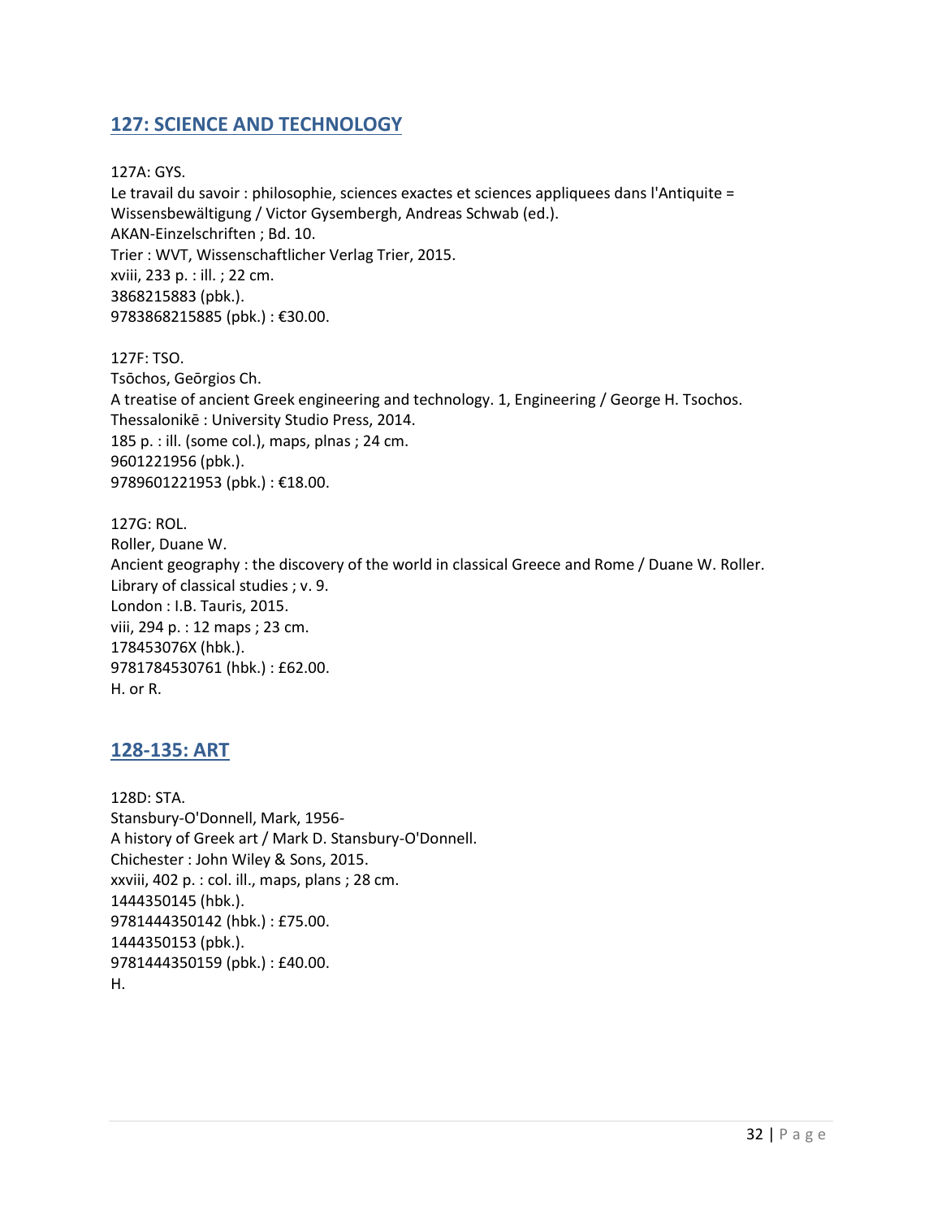## 127: SCIENCE AND TECHNOLOGY

127A: GYS.
Le travail du savoir : philosophie, sciences exactes et sciences appliquees dans l'Antiquite = Wissensbewältigung / Victor Gysembergh, Andreas Schwab (ed.).
AKAN-Einzelschriften ; Bd. 10.
Trier : WVT, Wissenschaftlicher Verlag Trier, 2015.
xviii, 233 p. : ill. ; 22 cm.
3868215883 (pbk.).
9783868215885 (pbk.) : €30.00.

127F: TSO.
Tsōchos, Geōrgios Ch.
A treatise of ancient Greek engineering and technology. 1, Engineering / George H. Tsochos.
Thessalonikē : University Studio Press, 2014.
185 p. : ill. (some col.), maps, plnas ; 24 cm.
9601221956 (pbk.).
9789601221953 (pbk.) : €18.00.

127G: ROL.
Roller, Duane W.
Ancient geography : the discovery of the world in classical Greece and Rome / Duane W. Roller.
Library of classical studies ; v. 9.
London : I.B. Tauris, 2015.
viii, 294 p. : 12 maps ; 23 cm.
178453076X (hbk.).
9781784530761 (hbk.) : £62.00.
H. or R.

## 128-135: ART

128D: STA.
Stansbury-O'Donnell, Mark, 1956-
A history of Greek art / Mark D. Stansbury-O'Donnell.
Chichester : John Wiley & Sons, 2015.
xxviii, 402 p. : col. ill., maps, plans ; 28 cm.
1444350145 (hbk.).
9781444350142 (hbk.) : £75.00.
1444350153 (pbk.).
9781444350159 (pbk.) : £40.00.
H.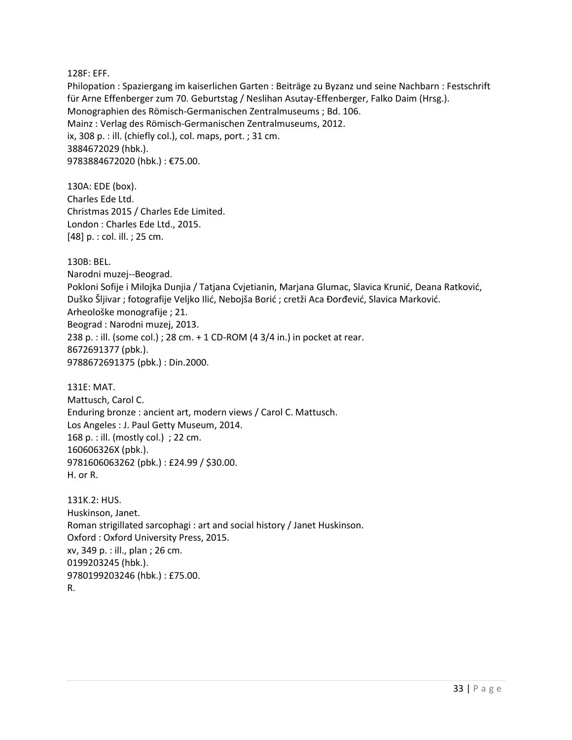128F: EFF.
Philopation : Spaziergang im kaiserlichen Garten : Beiträge zu Byzanz und seine Nachbarn : Festschrift für Arne Effenberger zum 70. Geburtstag / Neslihan Asutay-Effenberger, Falko Daim (Hrsg.).
Monographien des Römisch-Germanischen Zentralmuseums ; Bd. 106.
Mainz : Verlag des Römisch-Germanischen Zentralmuseums, 2012.
ix, 308 p. : ill. (chiefly col.), col. maps, port. ; 31 cm.
3884672029 (hbk.).
9783884672020 (hbk.) : €75.00.

130A: EDE (box).
Charles Ede Ltd.
Christmas 2015 / Charles Ede Limited.
London : Charles Ede Ltd., 2015.
[48] p. : col. ill. ; 25 cm.

130B: BEL.
Narodni muzej--Beograd.
Pokloni Sofije i Milojka Dunjia / Tatjana Cvjetianin, Marjana Glumac, Slavica Krunić, Deana Ratković, Duško Šljivar ; fotografije Veljko Ilić, Nebojša Borić ; cretži Aca Đorđević, Slavica Marković.
Arheološke monografije ; 21.
Beograd : Narodni muzej, 2013.
238 p. : ill. (some col.) ; 28 cm. + 1 CD-ROM (4 3/4 in.) in pocket at rear.
8672691377 (pbk.).
9788672691375 (pbk.) : Din.2000.

131E: MAT.
Mattusch, Carol C.
Enduring bronze : ancient art, modern views / Carol C. Mattusch.
Los Angeles : J. Paul Getty Museum, 2014.
168 p. : ill. (mostly col.) ; 22 cm.
160606326X (pbk.).
9781606063262 (pbk.) : £24.99 / $30.00.
H. or R.

131K.2: HUS.
Huskinson, Janet.
Roman strigillated sarcophagi : art and social history / Janet Huskinson.
Oxford : Oxford University Press, 2015.
xv, 349 p. : ill., plan ; 26 cm.
0199203245 (hbk.).
9780199203246 (hbk.) : £75.00.
R.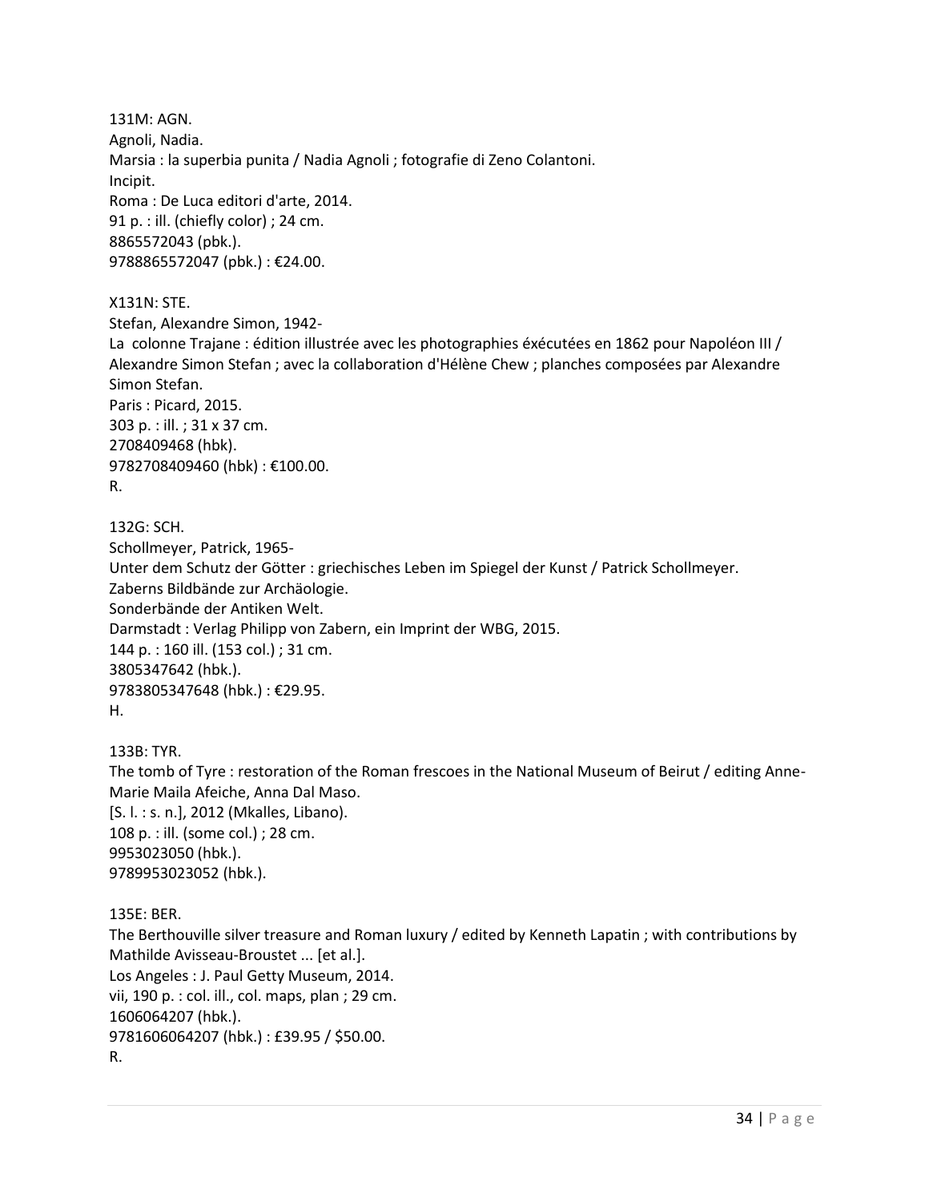131M: AGN.  
Agnoli, Nadia.  
Marsia : la superbia punita / Nadia Agnoli ; fotografie di Zeno Colantoni.  
Incipit.  
Roma : De Luca editori d'arte, 2014.  
91 p. : ill. (chiefly color) ; 24 cm.  
8865572043 (pbk.).  
9788865572047 (pbk.) : €24.00.

X131N: STE.  
Stefan, Alexandre Simon, 1942-  
La colonne Trajane : édition illustrée avec les photographies éxécutées en 1862 pour Napoléon III / Alexandre Simon Stefan ; avec la collaboration d'Hélène Chew ; planches composées par Alexandre Simon Stefan.  
Paris : Picard, 2015.  
303 p. : ill. ; 31 x 37 cm.  
2708409468 (hbk).  
9782708409460 (hbk) : €100.00.  
R.

132G: SCH.  
Schollmeyer, Patrick, 1965-  
Unter dem Schutz der Götter : griechisches Leben im Spiegel der Kunst / Patrick Schollmeyer.  
Zaberns Bildbände zur Archäologie.  
Sonderbände der Antiken Welt.  
Darmstadt : Verlag Philipp von Zabern, ein Imprint der WBG, 2015.  
144 p. : 160 ill. (153 col.) ; 31 cm.  
3805347642 (hbk.).  
9783805347648 (hbk.) : €29.95.  
H.

133B: TYR.  
The tomb of Tyre : restoration of the Roman frescoes in the National Museum of Beirut / editing Anne-Marie Maila Afeiche, Anna Dal Maso.  
[S. l. : s. n.], 2012 (Mkalles, Libano).  
108 p. : ill. (some col.) ; 28 cm.  
9953023050 (hbk.).  
9789953023052 (hbk.).

135E: BER.  
The Berthouville silver treasure and Roman luxury / edited by Kenneth Lapatin ; with contributions by Mathilde Avisseau-Broustet ... [et al.].  
Los Angeles : J. Paul Getty Museum, 2014.  
vii, 190 p. : col. ill., col. maps, plan ; 29 cm.  
1606064207 (hbk.).  
9781606064207 (hbk.) : £39.95 / $50.00.  
R.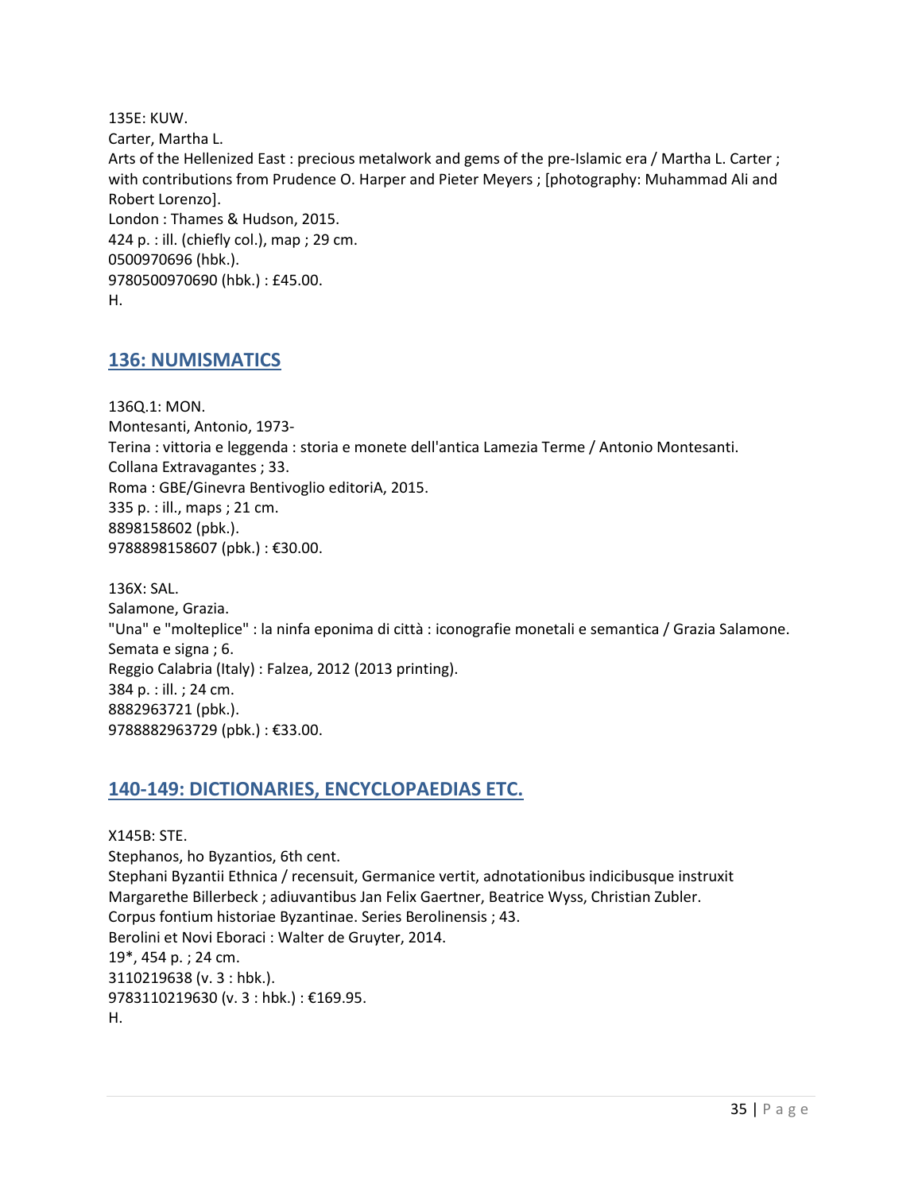135E: KUW.
Carter, Martha L.
Arts of the Hellenized East : precious metalwork and gems of the pre-Islamic era / Martha L. Carter ; with contributions from Prudence O. Harper and Pieter Meyers ; [photography: Muhammad Ali and Robert Lorenzo].
London : Thames & Hudson, 2015.
424 p. : ill. (chiefly col.), map ; 29 cm.
0500970696 (hbk.).
9780500970690 (hbk.) : £45.00.
H.

## 136: NUMISMATICS

136Q.1: MON.
Montesanti, Antonio, 1973-
Terina : vittoria e leggenda : storia e monete dell'antica Lamezia Terme / Antonio Montesanti.
Collana Extravagantes ; 33.
Roma : GBE/Ginevra Bentivoglio editoriA, 2015.
335 p. : ill., maps ; 21 cm.
8898158602 (pbk.).
9788898158607 (pbk.) : €30.00.

136X: SAL.
Salamone, Grazia.
"Una" e "molteplice" : la ninfa eponima di città : iconografie monetali e semantica / Grazia Salamone.
Semata e signa ; 6.
Reggio Calabria (Italy) : Falzea, 2012 (2013 printing).
384 p. : ill. ; 24 cm.
8882963721 (pbk.).
9788882963729 (pbk.) : €33.00.

## 140-149: DICTIONARIES, ENCYCLOPAEDIAS ETC.

X145B: STE.
Stephanos, ho Byzantios, 6th cent.
Stephani Byzantii Ethnica / recensuit, Germanice vertit, adnotationibus indicibusque instruxit Margarethe Billerbeck ; adiuvantibus Jan Felix Gaertner, Beatrice Wyss, Christian Zubler.
Corpus fontium historiae Byzantinae. Series Berolinensis ; 43.
Berolini et Novi Eboraci : Walter de Gruyter, 2014.
19*, 454 p. ; 24 cm.
3110219638 (v. 3 : hbk.).
9783110219630 (v. 3 : hbk.) : €169.95.
H.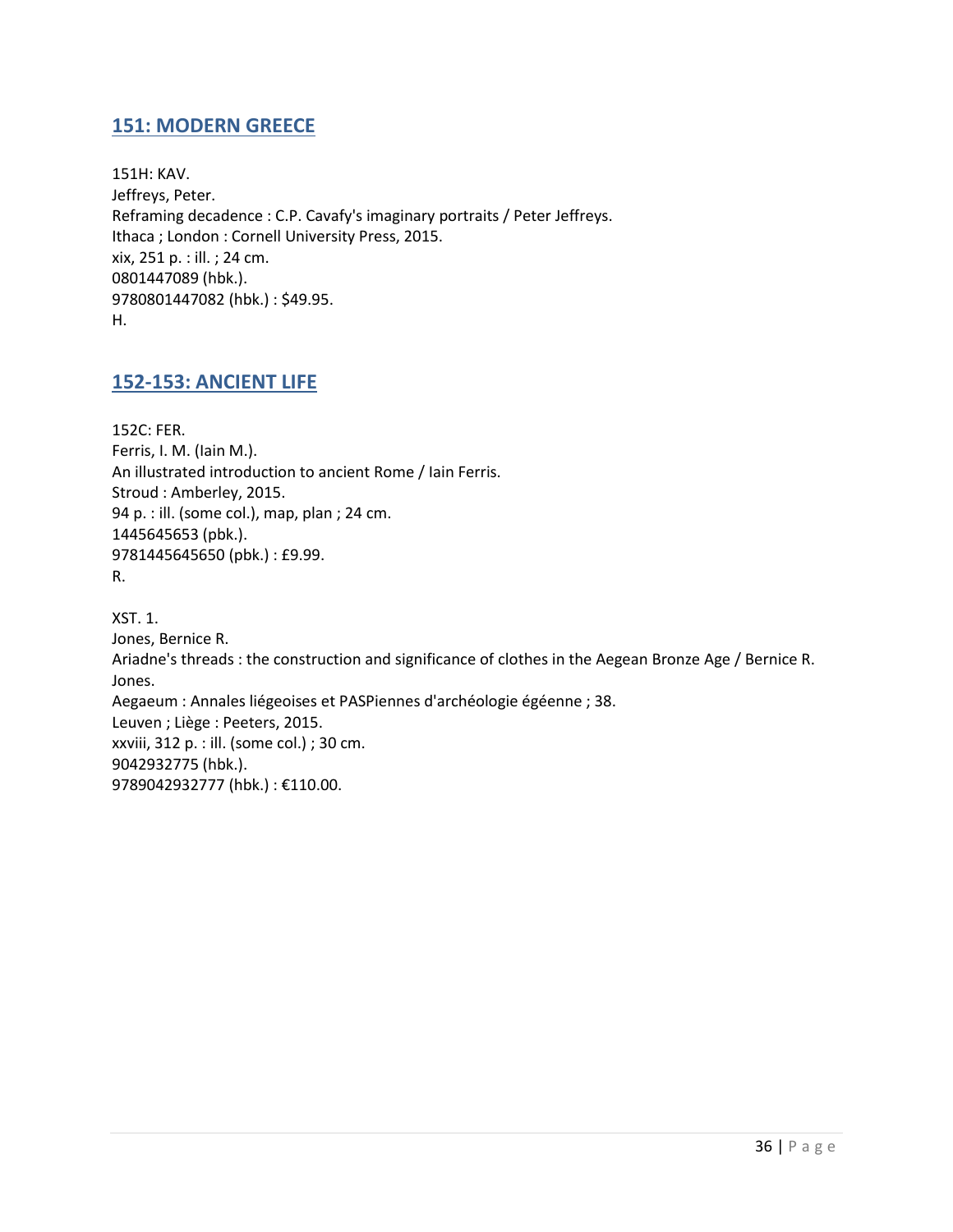## 151: MODERN GREECE

151H: KAV.
Jeffreys, Peter.
Reframing decadence : C.P. Cavafy's imaginary portraits / Peter Jeffreys.
Ithaca ; London : Cornell University Press, 2015.
xix, 251 p. : ill. ; 24 cm.
0801447089 (hbk.).
9780801447082 (hbk.) : $49.95.
H.

## 152-153: ANCIENT LIFE

152C: FER.
Ferris, I. M. (Iain M.).
An illustrated introduction to ancient Rome / Iain Ferris.
Stroud : Amberley, 2015.
94 p. : ill. (some col.), map, plan ; 24 cm.
1445645653 (pbk.).
9781445645650 (pbk.) : £9.99.
R.

XST. 1.
Jones, Bernice R.
Ariadne's threads : the construction and significance of clothes in the Aegean Bronze Age / Bernice R. Jones.
Aegaeum : Annales liégeoises et PASPiennes d'archéologie égéenne ; 38.
Leuven ; Liège : Peeters, 2015.
xxviii, 312 p. : ill. (some col.) ; 30 cm.
9042932775 (hbk.).
9789042932777 (hbk.) : €110.00.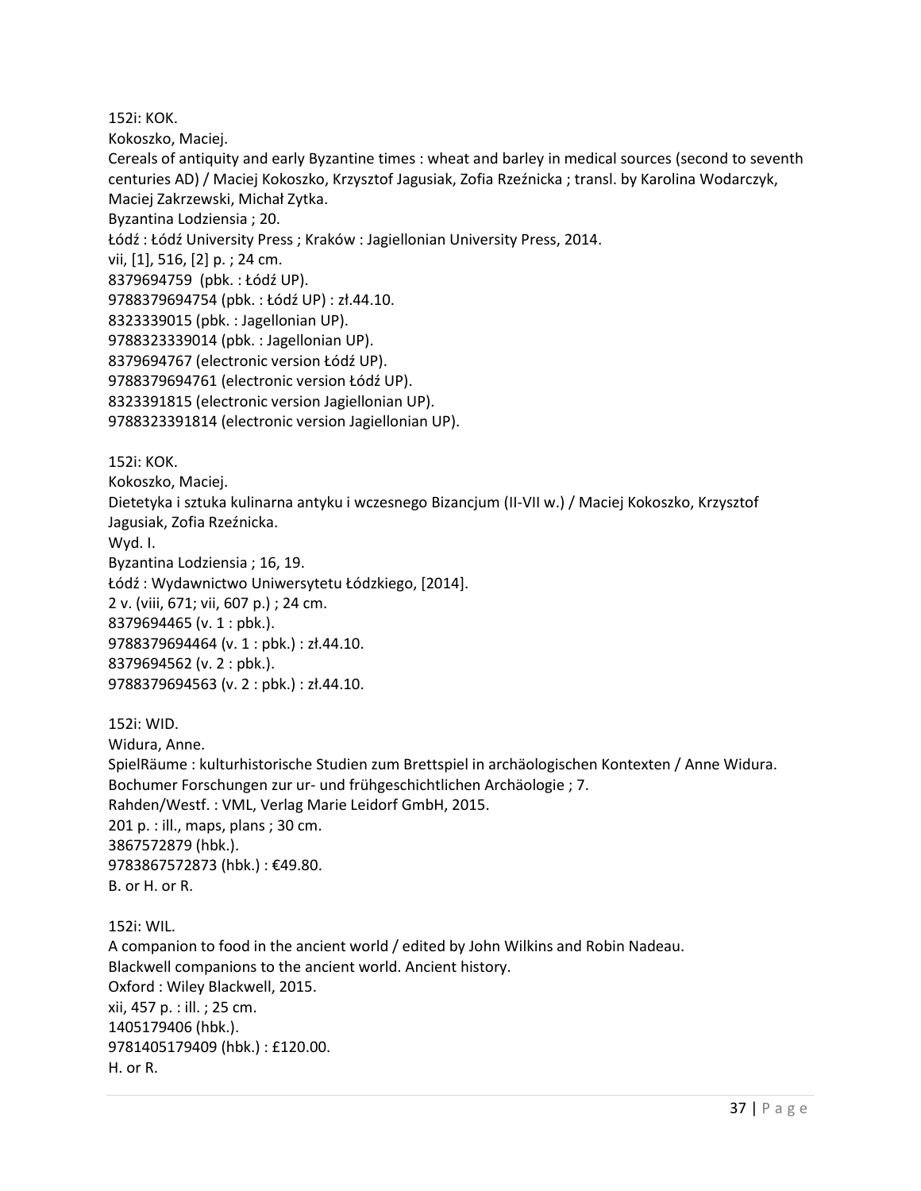152i: KOK.  
Kokoszko, Maciej.  
Cereals of antiquity and early Byzantine times : wheat and barley in medical sources (second to seventh centuries AD) / Maciej Kokoszko, Krzysztof Jagusiak, Zofia Rzeźnicka ; transl. by Karolina Wodarczyk, Maciej Zakrzewski, Michał Zytka.  
Byzantina Lodziensia ; 20.  
Łódź : Łódź University Press ; Kraków : Jagiellonian University Press, 2014.  
vii, [1], 516, [2] p. ; 24 cm.  
8379694759 (pbk. : Łódź UP).  
9788379694754 (pbk. : Łódź UP) : zł.44.10.  
8323339015 (pbk. : Jagellonian UP).  
9788323339014 (pbk. : Jagellonian UP).  
8379694767 (electronic version Łódź UP).  
9788379694761 (electronic version Łódź UP).  
8323391815 (electronic version Jagiellonian UP).  
9788323391814 (electronic version Jagiellonian UP).

152i: KOK.  
Kokoszko, Maciej.  
Dietetyka i sztuka kulinarna antyku i wczesnego Bizancjum (II-VII w.) / Maciej Kokoszko, Krzysztof Jagusiak, Zofia Rzeźnicka.  
Wyd. I.  
Byzantina Lodziensia ; 16, 19.  
Łódź : Wydawnictwo Uniwersytetu Łódzkiego, [2014].  
2 v. (viii, 671; vii, 607 p.) ; 24 cm.  
8379694465 (v. 1 : pbk.).  
9788379694464 (v. 1 : pbk.) : zł.44.10.  
8379694562 (v. 2 : pbk.).  
9788379694563 (v. 2 : pbk.) : zł.44.10.

152i: WID.  
Widura, Anne.  
SpielRäume : kulturhistorische Studien zum Brettspiel in archäologischen Kontexten / Anne Widura.  
Bochumer Forschungen zur ur- und frühgeschichtlichen Archäologie ; 7.  
Rahden/Westf. : VML, Verlag Marie Leidorf GmbH, 2015.  
201 p. : ill., maps, plans ; 30 cm.  
3867572879 (hbk.).  
9783867572873 (hbk.) : €49.80.  
B. or H. or R.

152i: WIL.  
A companion to food in the ancient world / edited by John Wilkins and Robin Nadeau.  
Blackwell companions to the ancient world. Ancient history.  
Oxford : Wiley Blackwell, 2015.  
xii, 457 p. : ill. ; 25 cm.  
1405179406 (hbk.).  
9781405179409 (hbk.) : £120.00.  
H. or R.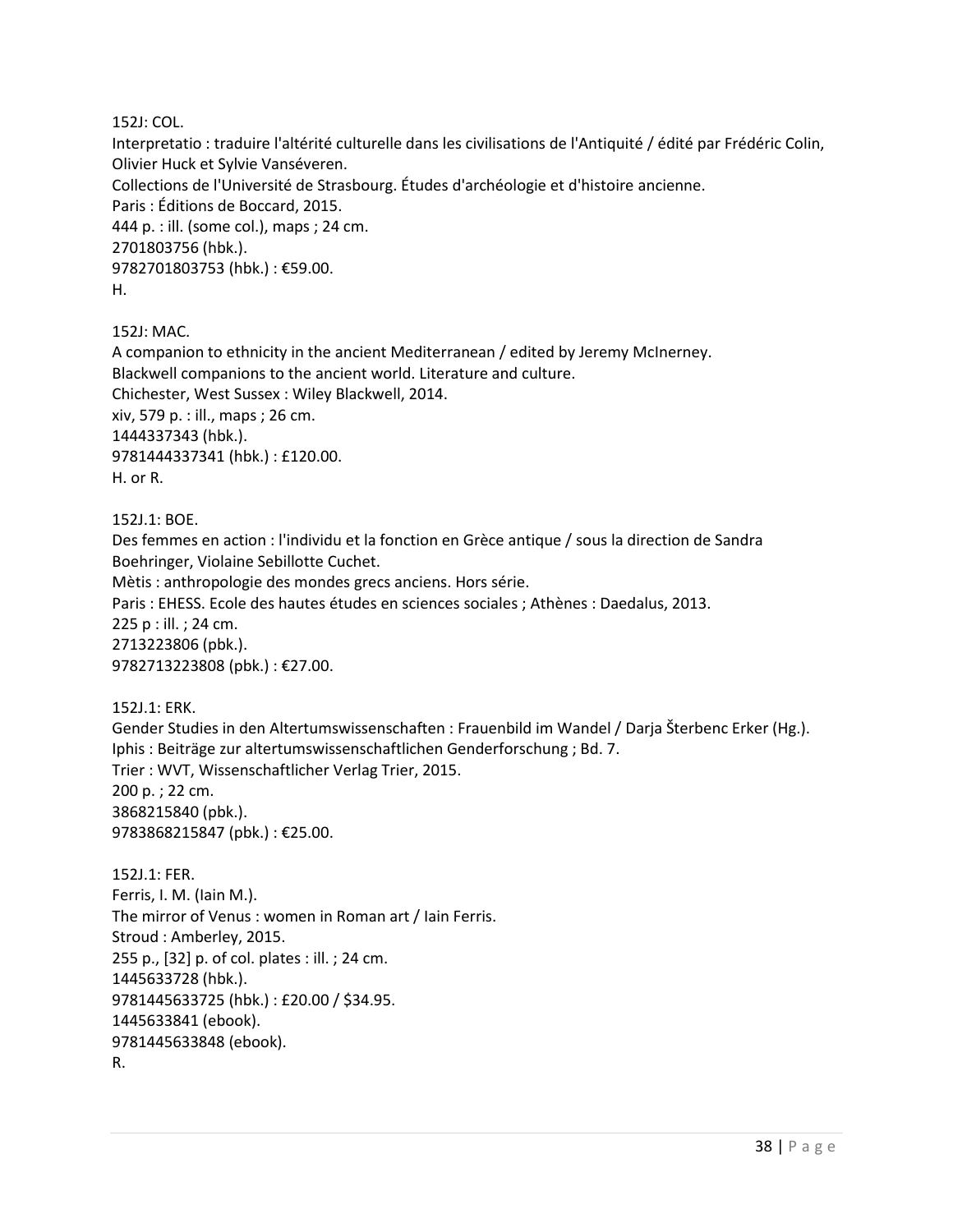152J: COL.
Interpretatio : traduire l'altérité culturelle dans les civilisations de l'Antiquité / édité par Frédéric Colin, Olivier Huck et Sylvie Vanséveren.
Collections de l'Université de Strasbourg. Études d'archéologie et d'histoire ancienne.
Paris : Éditions de Boccard, 2015.
444 p. : ill. (some col.), maps ; 24 cm.
2701803756 (hbk.).
9782701803753 (hbk.) : €59.00.
H.

152J: MAC.
A companion to ethnicity in the ancient Mediterranean / edited by Jeremy McInerney.
Blackwell companions to the ancient world. Literature and culture.
Chichester, West Sussex : Wiley Blackwell, 2014.
xiv, 579 p. : ill., maps ; 26 cm.
1444337343 (hbk.).
9781444337341 (hbk.) : £120.00.
H. or R.

152J.1: BOE.
Des femmes en action : l'individu et la fonction en Grèce antique / sous la direction de Sandra Boehringer, Violaine Sebillotte Cuchet.
Mètis : anthropologie des mondes grecs anciens. Hors série.
Paris : EHESS. Ecole des hautes études en sciences sociales ; Athènes : Daedalus, 2013.
225 p : ill. ; 24 cm.
2713223806 (pbk.).
9782713223808 (pbk.) : €27.00.

152J.1: ERK.
Gender Studies in den Altertumswissenschaften : Frauenbild im Wandel / Darja Šterbenc Erker (Hg.).
Iphis : Beiträge zur altertumswissenschaftlichen Genderforschung ; Bd. 7.
Trier : WVT, Wissenschaftlicher Verlag Trier, 2015.
200 p. ; 22 cm.
3868215840 (pbk.).
9783868215847 (pbk.) : €25.00.

152J.1: FER.
Ferris, I. M. (Iain M.).
The mirror of Venus : women in Roman art / Iain Ferris.
Stroud : Amberley, 2015.
255 p., [32] p. of col. plates : ill. ; 24 cm.
1445633728 (hbk.).
9781445633725 (hbk.) : £20.00 / $34.95.
1445633841 (ebook).
9781445633848 (ebook).
R.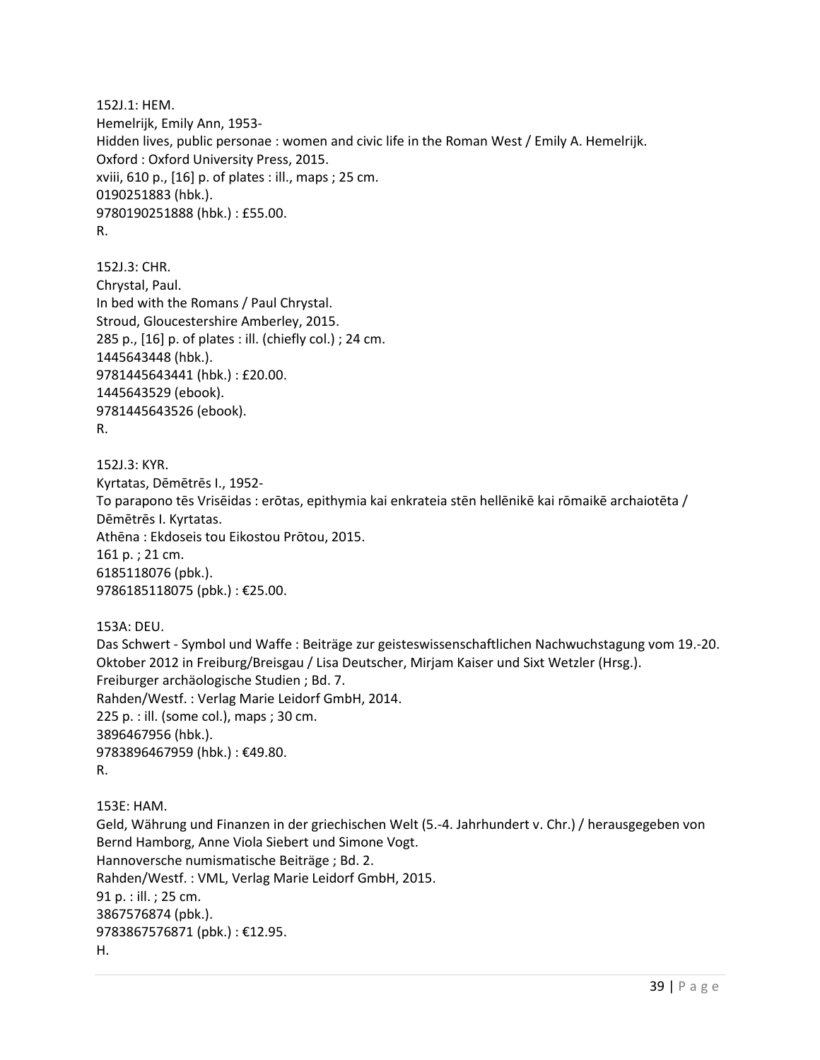152J.1: HEM.
Hemelrijk, Emily Ann, 1953-
Hidden lives, public personae : women and civic life in the Roman West / Emily A. Hemelrijk.
Oxford : Oxford University Press, 2015.
xviii, 610 p., [16] p. of plates : ill., maps ; 25 cm.
0190251883 (hbk.).
9780190251888 (hbk.) : £55.00.
R.

152J.3: CHR.
Chrystal, Paul.
In bed with the Romans / Paul Chrystal.
Stroud, Gloucestershire Amberley, 2015.
285 p., [16] p. of plates : ill. (chiefly col.) ; 24 cm.
1445643448 (hbk.).
9781445643441 (hbk.) : £20.00.
1445643529 (ebook).
9781445643526 (ebook).
R.

152J.3: KYR.
Kyrtatas, Dēmētrēs I., 1952-
To parapono tēs Vrisēidas : erōtas, epithymia kai enkrateia stēn hellēnikē kai rōmaikē archaiotēta / Dēmētrēs I. Kyrtatas.
Athēna : Ekdoseis tou Eikostou Prōtou, 2015.
161 p. ; 21 cm.
6185118076 (pbk.).
9786185118075 (pbk.) : €25.00.

153A: DEU.
Das Schwert - Symbol und Waffe : Beiträge zur geisteswissenschaftlichen Nachwuchstagung vom 19.-20. Oktober 2012 in Freiburg/Breisgau / Lisa Deutscher, Mirjam Kaiser und Sixt Wetzler (Hrsg.).
Freiburger archäologische Studien ; Bd. 7.
Rahden/Westf. : Verlag Marie Leidorf GmbH, 2014.
225 p. : ill. (some col.), maps ; 30 cm.
3896467956 (hbk.).
9783896467959 (hbk.) : €49.80.
R.

153E: HAM.
Geld, Währung und Finanzen in der griechischen Welt (5.-4. Jahrhundert v. Chr.) / herausgegeben von Bernd Hamborg, Anne Viola Siebert und Simone Vogt.
Hannoversche numismatische Beiträge ; Bd. 2.
Rahden/Westf. : VML, Verlag Marie Leidorf GmbH, 2015.
91 p. : ill. ; 25 cm.
3867576874 (pbk.).
9783867576871 (pbk.) : €12.95.
H.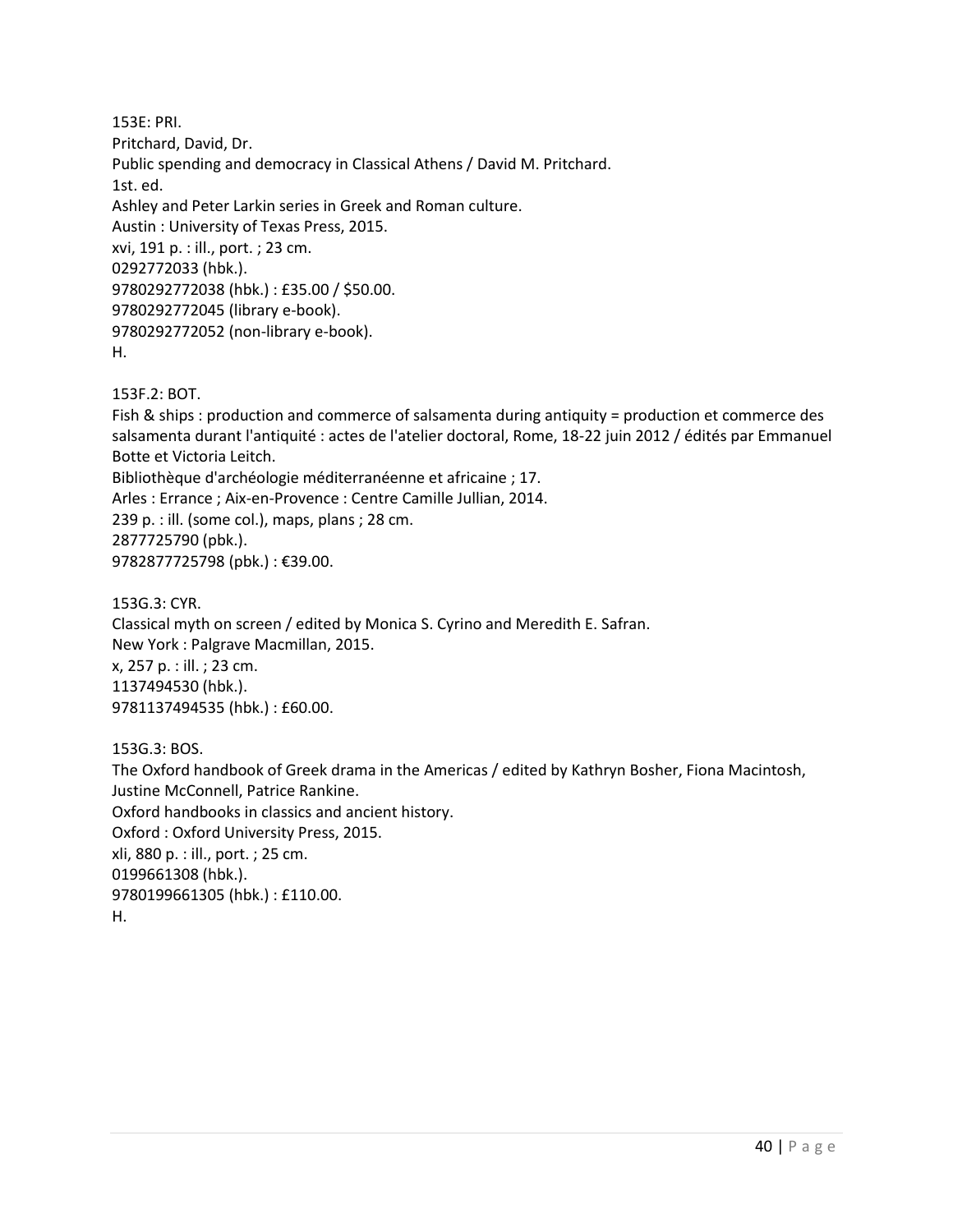153E: PRI.
Pritchard, David, Dr.
Public spending and democracy in Classical Athens / David M. Pritchard.
1st. ed.
Ashley and Peter Larkin series in Greek and Roman culture.
Austin : University of Texas Press, 2015.
xvi, 191 p. : ill., port. ; 23 cm.
0292772033 (hbk.).
9780292772038 (hbk.) : £35.00 / $50.00.
9780292772045 (library e-book).
9780292772052 (non-library e-book).
H.

153F.2: BOT.
Fish & ships : production and commerce of salsamenta during antiquity = production et commerce des salsamenta durant l'antiquité : actes de l'atelier doctoral, Rome, 18-22 juin 2012 / édités par Emmanuel Botte et Victoria Leitch.
Bibliothèque d'archéologie méditerranéenne et africaine ; 17.
Arles : Errance ; Aix-en-Provence : Centre Camille Jullian, 2014.
239 p. : ill. (some col.), maps, plans ; 28 cm.
2877725790 (pbk.).
9782877725798 (pbk.) : €39.00.

153G.3: CYR.
Classical myth on screen / edited by Monica S. Cyrino and Meredith E. Safran.
New York : Palgrave Macmillan, 2015.
x, 257 p. : ill. ; 23 cm.
1137494530 (hbk.).
9781137494535 (hbk.) : £60.00.

153G.3: BOS.
The Oxford handbook of Greek drama in the Americas / edited by Kathryn Bosher, Fiona Macintosh, Justine McConnell, Patrice Rankine.
Oxford handbooks in classics and ancient history.
Oxford : Oxford University Press, 2015.
xli, 880 p. : ill., port. ; 25 cm.
0199661308 (hbk.).
9780199661305 (hbk.) : £110.00.
H.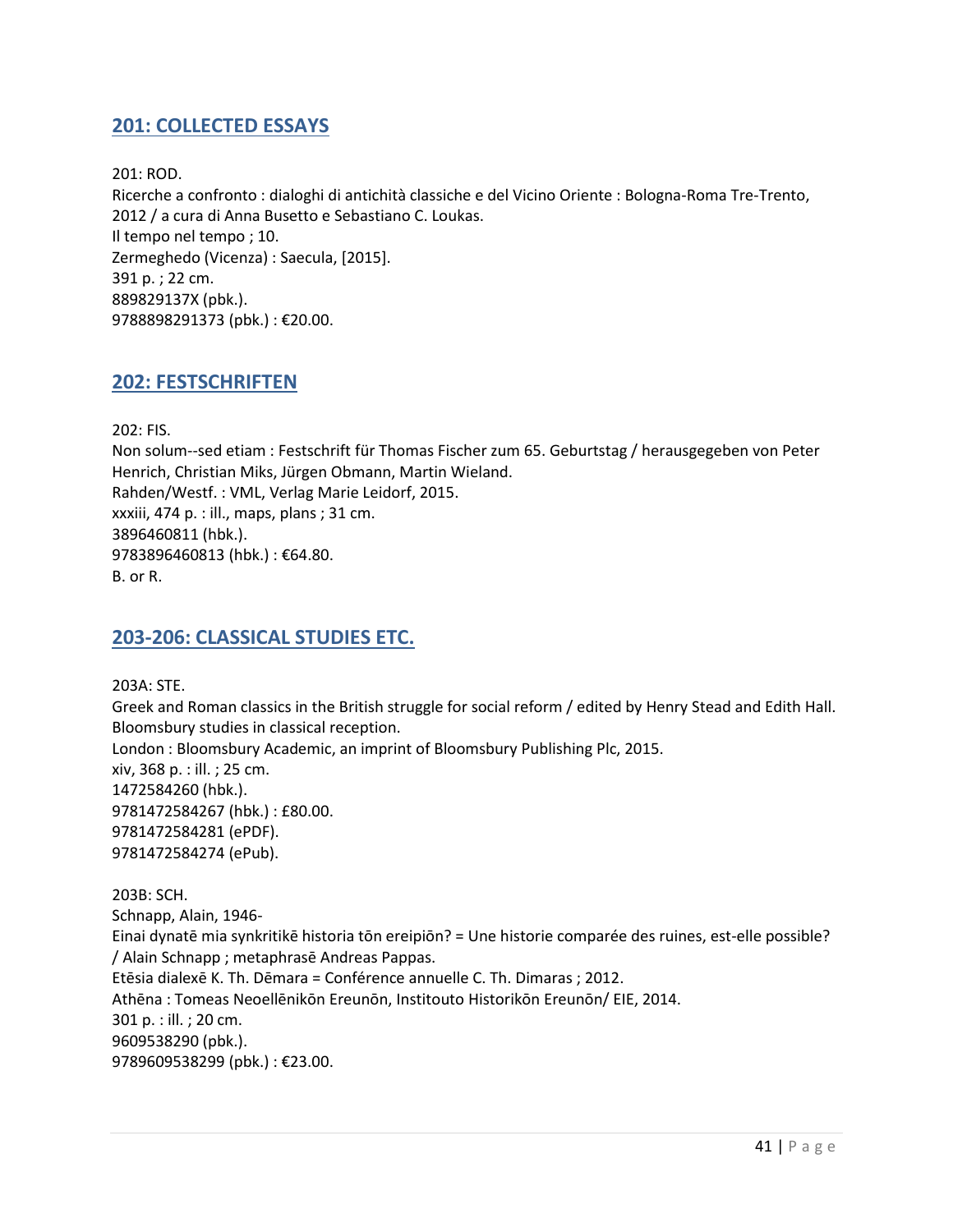## 201: COLLECTED ESSAYS

201: ROD.
Ricerche a confronto : dialoghi di antichità classiche e del Vicino Oriente : Bologna-Roma Tre-Trento, 2012 / a cura di Anna Busetto e Sebastiano C. Loukas.
Il tempo nel tempo ; 10.
Zermeghedo (Vicenza) : Saecula, [2015].
391 p. ; 22 cm.
889829137X (pbk.).
9788898291373 (pbk.) : €20.00.

## 202: FESTSCHRIFTEN

202: FIS.
Non solum--sed etiam : Festschrift für Thomas Fischer zum 65. Geburtstag / herausgegeben von Peter Henrich, Christian Miks, Jürgen Obmann, Martin Wieland.
Rahden/Westf. : VML, Verlag Marie Leidorf, 2015.
xxxiii, 474 p. : ill., maps, plans ; 31 cm.
3896460811 (hbk.).
9783896460813 (hbk.) : €64.80.
B. or R.

## 203-206: CLASSICAL STUDIES ETC.

203A: STE.
Greek and Roman classics in the British struggle for social reform / edited by Henry Stead and Edith Hall.
Bloomsbury studies in classical reception.
London : Bloomsbury Academic, an imprint of Bloomsbury Publishing Plc, 2015.
xiv, 368 p. : ill. ; 25 cm.
1472584260 (hbk.).
9781472584267 (hbk.) : £80.00.
9781472584281 (ePDF).
9781472584274 (ePub).

203B: SCH.
Schnapp, Alain, 1946-
Einai dynatē mia synkritikē historia tōn ereipiōn? = Une historie comparée des ruines, est-elle possible? / Alain Schnapp ; metaphrasē Andreas Pappas.
Etēsia dialexē K. Th. Dēmara = Conférence annuelle C. Th. Dimaras ; 2012.
Athēna : Tomeas Neoellēnikōn Ereunōn, Institouto Historikōn Ereunōn/ EIE, 2014.
301 p. : ill. ; 20 cm.
9609538290 (pbk.).
9789609538299 (pbk.) : €23.00.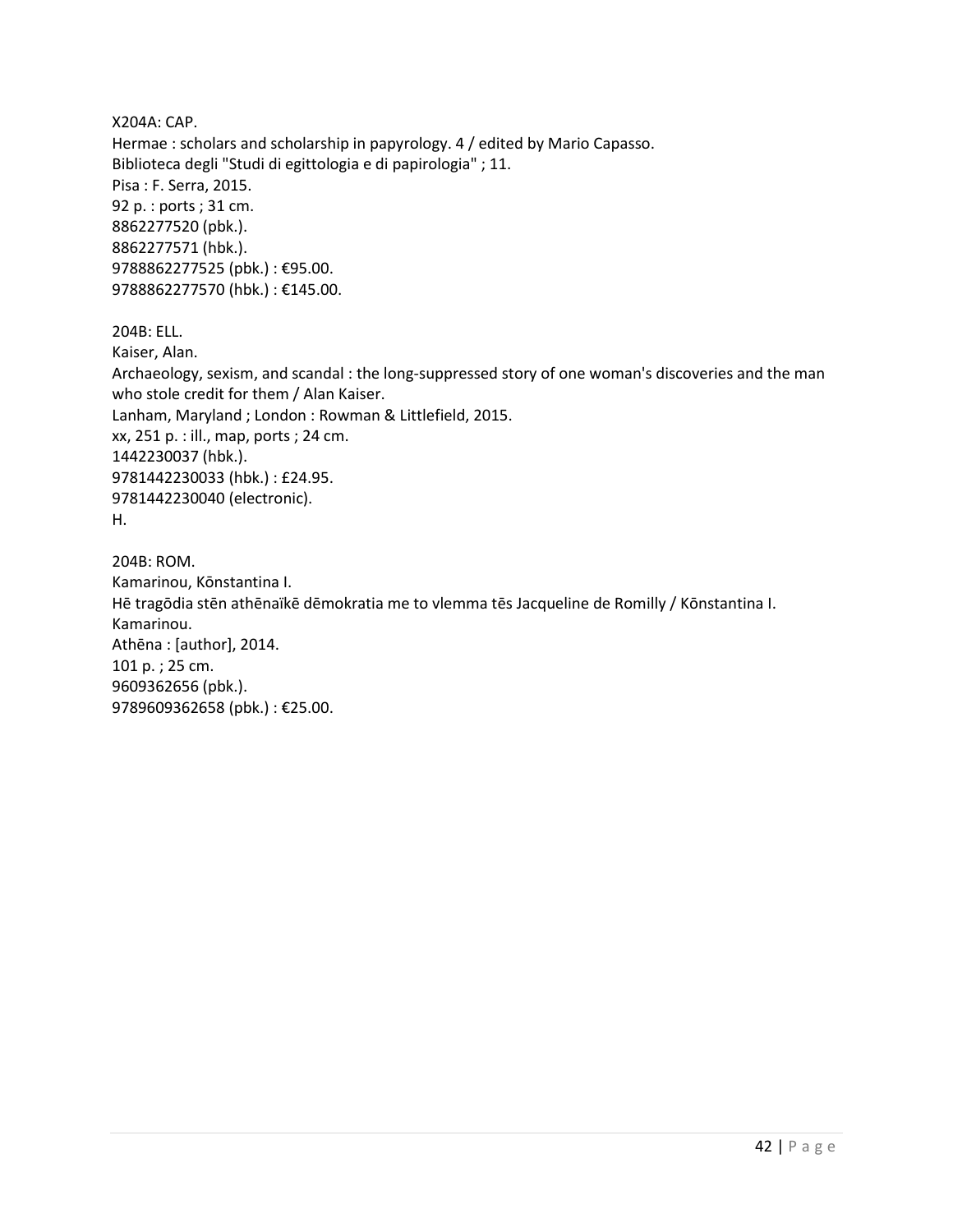X204A: CAP.
Hermae : scholars and scholarship in papyrology. 4 / edited by Mario Capasso.
Biblioteca degli "Studi di egittologia e di papirologia" ; 11.
Pisa : F. Serra, 2015.
92 p. : ports ; 31 cm.
8862277520 (pbk.).
8862277571 (hbk.).
9788862277525 (pbk.) : €95.00.
9788862277570 (hbk.) : €145.00.

204B: ELL.
Kaiser, Alan.
Archaeology, sexism, and scandal : the long-suppressed story of one woman's discoveries and the man who stole credit for them / Alan Kaiser.
Lanham, Maryland ; London : Rowman & Littlefield, 2015.
xx, 251 p. : ill., map, ports ; 24 cm.
1442230037 (hbk.).
9781442230033 (hbk.) : £24.95.
9781442230040 (electronic).
H.

204B: ROM.
Kamarinou, Kōnstantina I.
Hē tragōdia stēn athēnaïkē dēmokratia me to vlemma tēs Jacqueline de Romilly / Kōnstantina I. Kamarinou.
Athēna : [author], 2014.
101 p. ; 25 cm.
9609362656 (pbk.).
9789609362658 (pbk.) : €25.00.